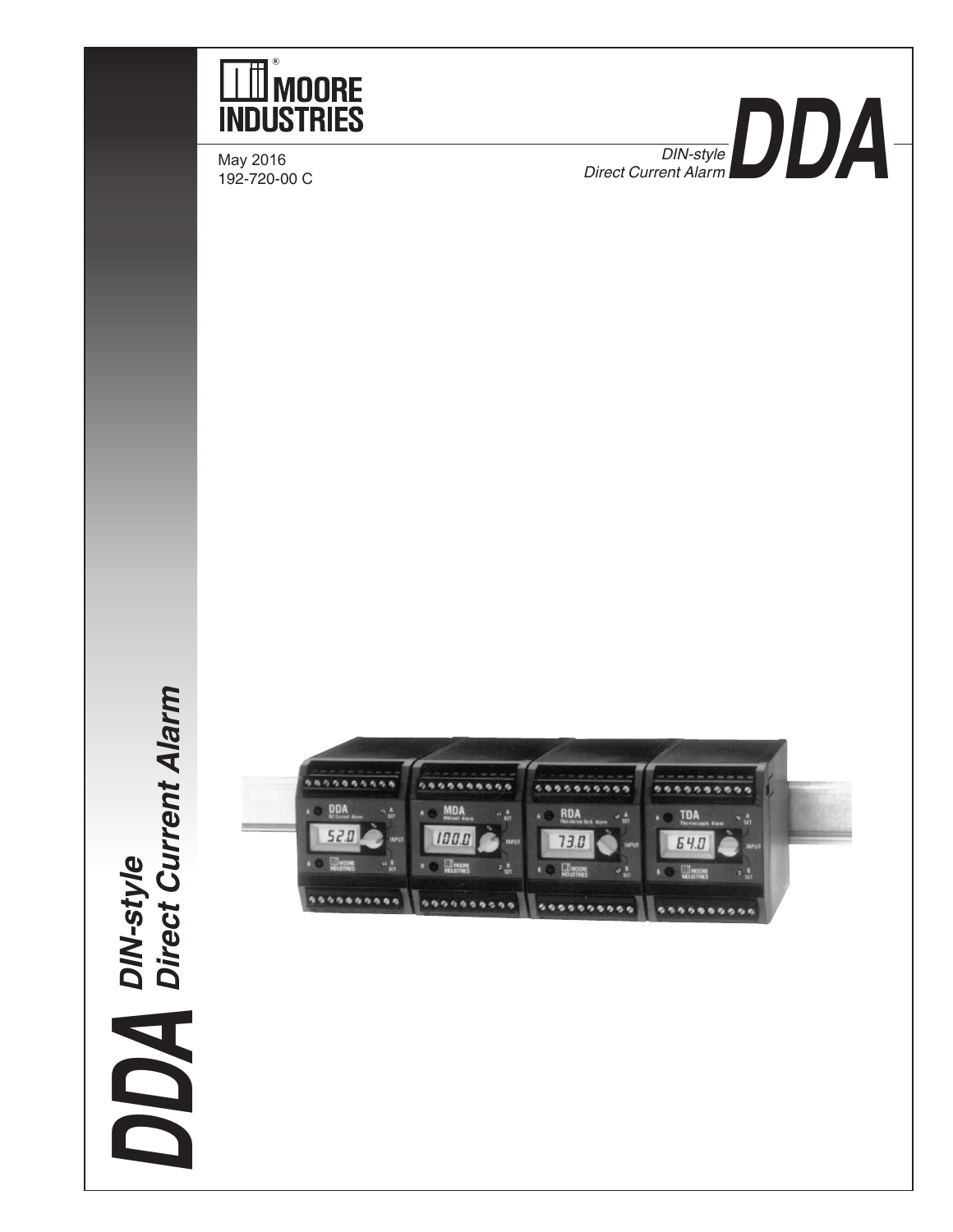# MOORE INDUSTRIES

May 2016
192-720-00 C

*DIN-style Direct Current Alarm*

# DDA

**DDA** *DIN-style Direct Current Alarm*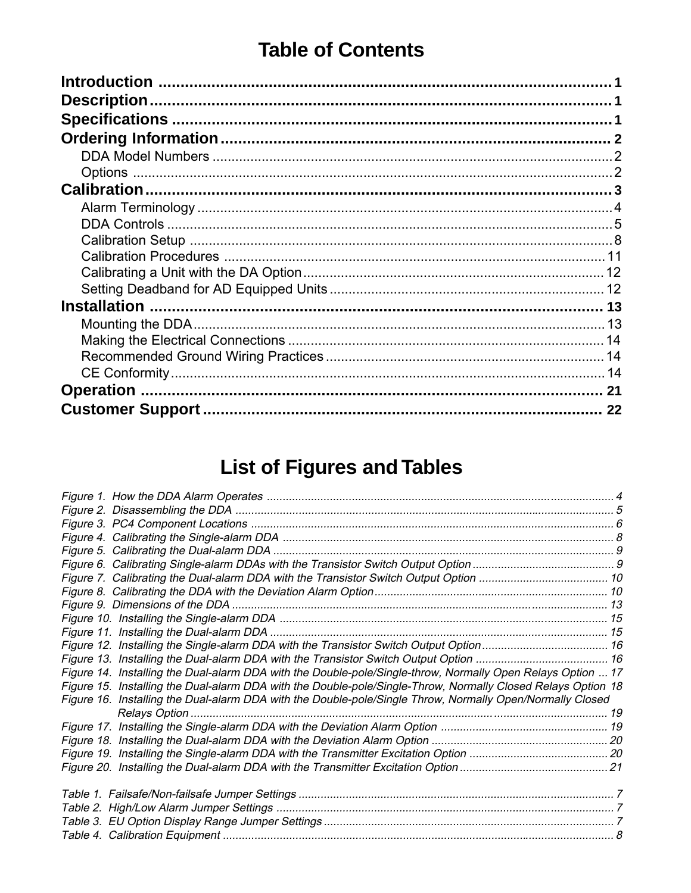# Table of Contents

**Introduction** .................................................................................................. **1**
**Description** .................................................................................................... **1**
**Specifications** ................................................................................................ **1**
**Ordering Information** ..................................................................................... **2**
- DDA Model Numbers .................................................................................... 2
- Options ....................................................................................................... 2

**Calibration** ..................................................................................................... **3**
- Alarm Terminology ....................................................................................... 4
- DDA Controls ............................................................................................... 5
- Calibration Setup .......................................................................................... 8
- Calibration Procedures ................................................................................. 11
- Calibrating a Unit with the DA Option ............................................................ 12
- Setting Deadband for AD Equipped Units ...................................................... 12

**Installation** .................................................................................................... **13**
- Mounting the DDA ........................................................................................ 13
- Making the Electrical Connections ................................................................. 14
- Recommended Ground Wiring Practices ........................................................ 14
- CE Conformity ............................................................................................. 14

**Operation** ...................................................................................................... **21**
**Customer Support** .......................................................................................... **22**

# List of Figures and Tables

*Figure 1. How the DDA Alarm Operates* ........................................................................ 4
*Figure 2. Disassembling the DDA* .................................................................................. 5
*Figure 3. PC4 Component Locations* .............................................................................. 6
*Figure 4. Calibrating the Single-alarm DDA* .................................................................... 8
*Figure 5. Calibrating the Dual-alarm DDA* ...................................................................... 9
*Figure 6. Calibrating Single-alarm DDAs with the Transistor Switch Output Option* ........... 9
*Figure 7. Calibrating the Dual-alarm DDA with the Transistor Switch Output Option* .......... 10
*Figure 8. Calibrating the DDA with the Deviation Alarm Option* ....................................... 10
*Figure 9. Dimensions of the DDA* .................................................................................. 13
*Figure 10. Installing the Single-alarm DDA* .................................................................... 15
*Figure 11. Installing the Dual-alarm DDA* ....................................................................... 15
*Figure 12. Installing the Single-alarm DDA with the Transistor Switch Output Option* ....... 16
*Figure 13. Installing the Dual-alarm DDA with the Transistor Switch Output Option* .......... 16
*Figure 14. Installing the Dual-alarm DDA with the Double-pole/Single-throw, Normally Open Relays Option* ... 17
*Figure 15. Installing the Dual-alarm DDA with the Double-pole/Single-Throw, Normally Closed Relays Option* 18
*Figure 16. Installing the Dual-alarm DDA with the Double-pole/Single Throw, Normally Open/Normally Closed Relays Option* ........................................................................................................ 19
*Figure 17. Installing the Single-alarm DDA with the Deviation Alarm Option* .................... 19
*Figure 18. Installing the Dual-alarm DDA with the Deviation Alarm Option* ...................... 20
*Figure 19. Installing the Single-alarm DDA with the Transmitter Excitation Option* ........... 20
*Figure 20. Installing the Dual-alarm DDA with the Transmitter Excitation Option* .............. 21

*Table 1. Failsafe/Non-failsafe Jumper Settings* ............................................................. 7
*Table 2. High/Low Alarm Jumper Settings* ..................................................................... 7
*Table 3. EU Option Display Range Jumper Settings* ....................................................... 7
*Table 4. Calibration Equipment* ..................................................................................... 8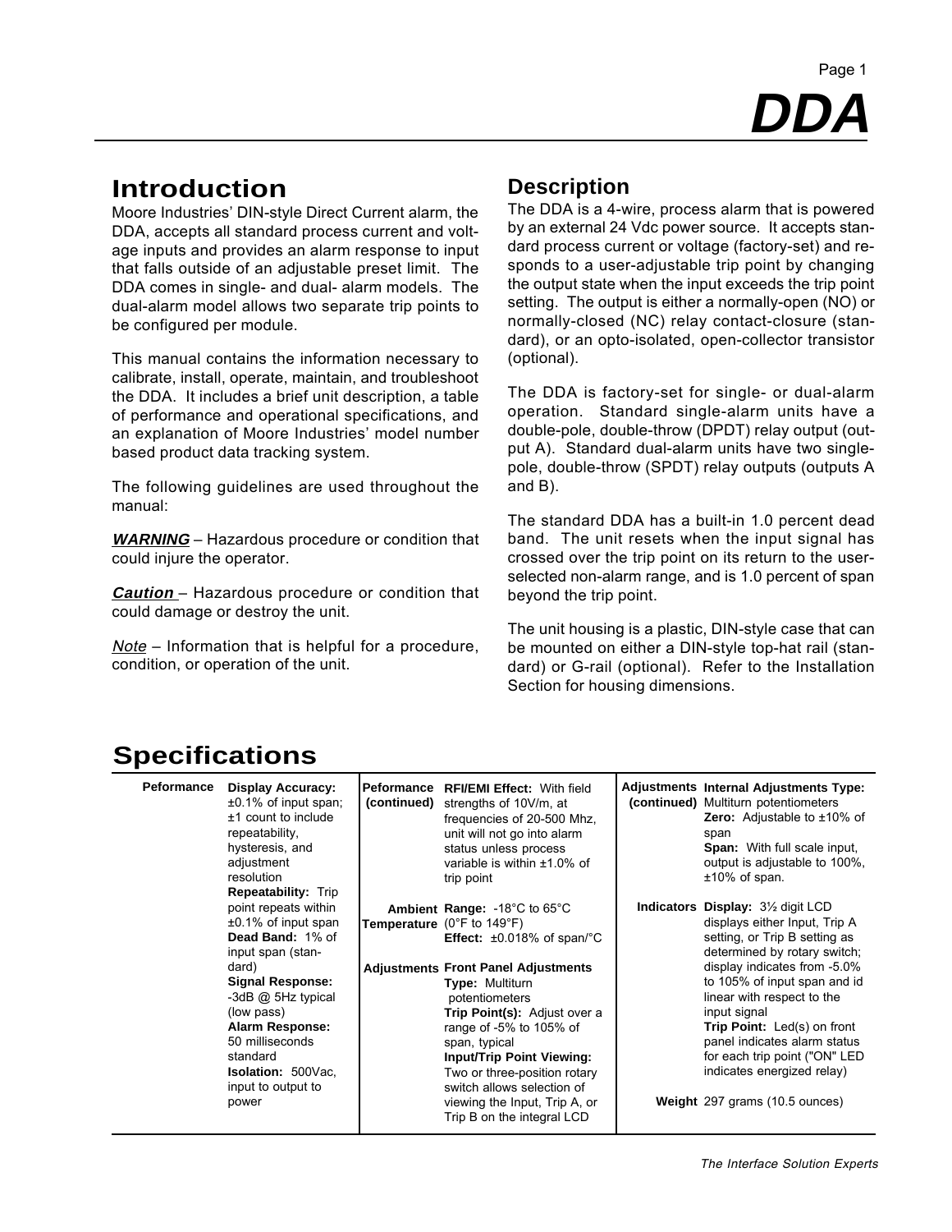# DDA

## Introduction

Moore Industries' DIN-style Direct Current alarm, the DDA, accepts all standard process current and voltage inputs and provides an alarm response to input that falls outside of an adjustable preset limit. The DDA comes in single- and dual- alarm models. The dual-alarm model allows two separate trip points to be configured per module.

This manual contains the information necessary to calibrate, install, operate, maintain, and troubleshoot the DDA. It includes a brief unit description, a table of performance and operational specifications, and an explanation of Moore Industries' model number based product data tracking system.

The following guidelines are used throughout the manual:

***WARNING*** – Hazardous procedure or condition that could injure the operator.

***Caution*** – Hazardous procedure or condition that could damage or destroy the unit.

*Note* – Information that is helpful for a procedure, condition, or operation of the unit.

## Description

The DDA is a 4-wire, process alarm that is powered by an external 24 Vdc power source. It accepts standard process current or voltage (factory-set) and responds to a user-adjustable trip point by changing the output state when the input exceeds the trip point setting. The output is either a normally-open (NO) or normally-closed (NC) relay contact-closure (standard), or an opto-isolated, open-collector transistor (optional).

The DDA is factory-set for single- or dual-alarm operation. Standard single-alarm units have a double-pole, double-throw (DPDT) relay output (output A). Standard dual-alarm units have two single-pole, double-throw (SPDT) relay outputs (outputs A and B).

The standard DDA has a built-in 1.0 percent dead band. The unit resets when the input signal has crossed over the trip point on its return to the user-selected non-alarm range, and is 1.0 percent of span beyond the trip point.

The unit housing is a plastic, DIN-style case that can be mounted on either a DIN-style top-hat rail (standard) or G-rail (optional). Refer to the Installation Section for housing dimensions.

## Specifications

| | | | | | |
|---|---|---|---|---|---|
| **Peformance** | **Display Accuracy:** ±0.1% of input span; ±1 count to include repeatability, hysteresis, and adjustment resolution<br>**Repeatability:** Trip point repeats within ±0.1% of input span<br>**Dead Band:** 1% of input span (standard)<br>**Signal Response:** -3dB @ 5Hz typical (low pass)<br>**Alarm Response:** 50 milliseconds standard<br>**Isolation:** 500Vac, input to output to power | **Peformance (continued)** | **RFI/EMI Effect:** With field strengths of 10V/m, at frequencies of 20-500 Mhz, unit will not go into alarm status unless process variable is within ±1.0% of trip point | **Adjustments (continued)** | **Internal Adjustments Type:** Multiturn potentiometers<br>**Zero:** Adjustable to ±10% of span<br>**Span:** With full scale input, output is adjustable to 100%, ±10% of span. |
| | | **Ambient Temperature** | **Range:** -18°C to 65°C (0°F to 149°F)<br>**Effect:** ±0.018% of span/°C | **Indicators** | **Display:** 3½ digit LCD displays either Input, Trip A setting, or Trip B setting as determined by rotary switch; display indicates from -5.0% to 105% of input span and id linear with respect to the input signal<br>**Trip Point:** Led(s) on front panel indicates alarm status for each trip point ("ON" LED indicates energized relay) |
| | | **Adjustments** | **Front Panel Adjustments**<br>**Type:** Multiturn potentiometers<br>**Trip Point(s):** Adjust over a range of -5% to 105% of span, typical<br>**Input/Trip Point Viewing:** Two or three-position rotary switch allows selection of viewing the Input, Trip A, or Trip B on the integral LCD | **Weight** | 297 grams (10.5 ounces) |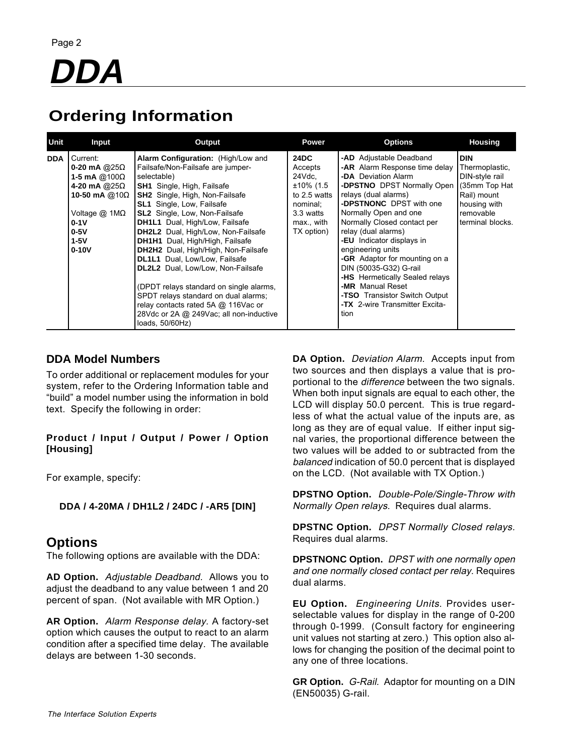# DDA

## Ordering Information

| Unit | Input | Output | Power | Options | Housing |
|---|---|---|---|---|---|
| **DDA** | Current:<br>**0-20 mA** @25Ω<br>**1-5 mA** @100Ω<br>**4-20 mA** @25Ω<br>**10-50 mA** @10Ω<br><br>Voltage @ 1MΩ<br>**0-1V**<br>**0-5V**<br>**1-5V**<br>**0-10V** | **Alarm Configuration:** (High/Low and Failsafe/Non-Failsafe are jumper-selectable)<br>**SH1** Single, High, Failsafe<br>**SH2** Single, High, Non-Failsafe<br>**SL1** Single, Low, Failsafe<br>**SL2** Single, Low, Non-Failsafe<br>**DH1L1** Dual, High/Low, Failsafe<br>**DH2L2** Dual, High/Low, Non-Failsafe<br>**DH1H1** Dual, High/High, Failsafe<br>**DH2H2** Dual, High/High, Non-Failsafe<br>**DL1L1** Dual, Low/Low, Failsafe<br>**DL2L2** Dual, Low/Low, Non-Failsafe<br><br>(DPDT relays standard on single alarms, SPDT relays standard on dual alarms; relay contacts rated 5A @ 116Vac or 28Vdc or 2A @ 249Vac; all non-inductive loads, 50/60Hz) | **24DC**<br>Accepts 24Vdc, ±10% (1.5 to 2.5 watts nominal; 3.3 watts max., with TX option) | **-AD** Adjustable Deadband<br>**-AR** Alarm Response time delay<br>**-DA** Deviation Alarm<br>**-DPSTNO** DPST Normally Open relays (dual alarms)<br>**-DPSTNONC** DPST with one Normally Open and one Normally Closed contact per relay (dual alarms)<br>**-EU** Indicator displays in engineering units<br>**-GR** Adaptor for mounting on a DIN (50035-G32) G-rail<br>**-HS** Hermetically Sealed relays<br>**-MR** Manual Reset<br>**-TSO** Transistor Switch Output<br>**-TX** 2-wire Transmitter Excitation | **DIN**<br>Thermoplastic, DIN-style rail (35mm Top Hat Rail) mount housing with removable terminal blocks. |

### DDA Model Numbers

To order additional or replacement modules for your system, refer to the Ordering Information table and "build" a model number using the information in bold text. Specify the following in order:

**Product / Input / Output / Power / Option [Housing]**

For example, specify:

**DDA / 4-20MA / DH1L2 / 24DC / -AR5 [DIN]**

## Options

The following options are available with the DDA:

**AD Option.** *Adjustable Deadband.* Allows you to adjust the deadband to any value between 1 and 20 percent of span. (Not available with MR Option.)

**AR Option.** *Alarm Response delay.* A factory-set option which causes the output to react to an alarm condition after a specified time delay. The available delays are between 1-30 seconds.

**DA Option.** *Deviation Alarm.* Accepts input from two sources and then displays a value that is proportional to the *difference* between the two signals. When both input signals are equal to each other, the LCD will display 50.0 percent. This is true regardless of what the actual value of the inputs are, as long as they are of equal value. If either input signal varies, the proportional difference between the two values will be added to or subtracted from the *balanced* indication of 50.0 percent that is displayed on the LCD. (Not available with TX Option.)

**DPSTNO Option.** *Double-Pole/Single-Throw with Normally Open relays.* Requires dual alarms.

**DPSTNC Option.** *DPST Normally Closed relays.* Requires dual alarms.

**DPSTNONC Option.** *DPST with one normally open and one normally closed contact per relay.* Requires dual alarms.

**EU Option.** *Engineering Units.* Provides user-selectable values for display in the range of 0-200 through 0-1999. (Consult factory for engineering unit values not starting at zero.) This option also allows for changing the position of the decimal point to any one of three locations.

**GR Option.** *G-Rail.* Adaptor for mounting on a DIN (EN50035) G-rail.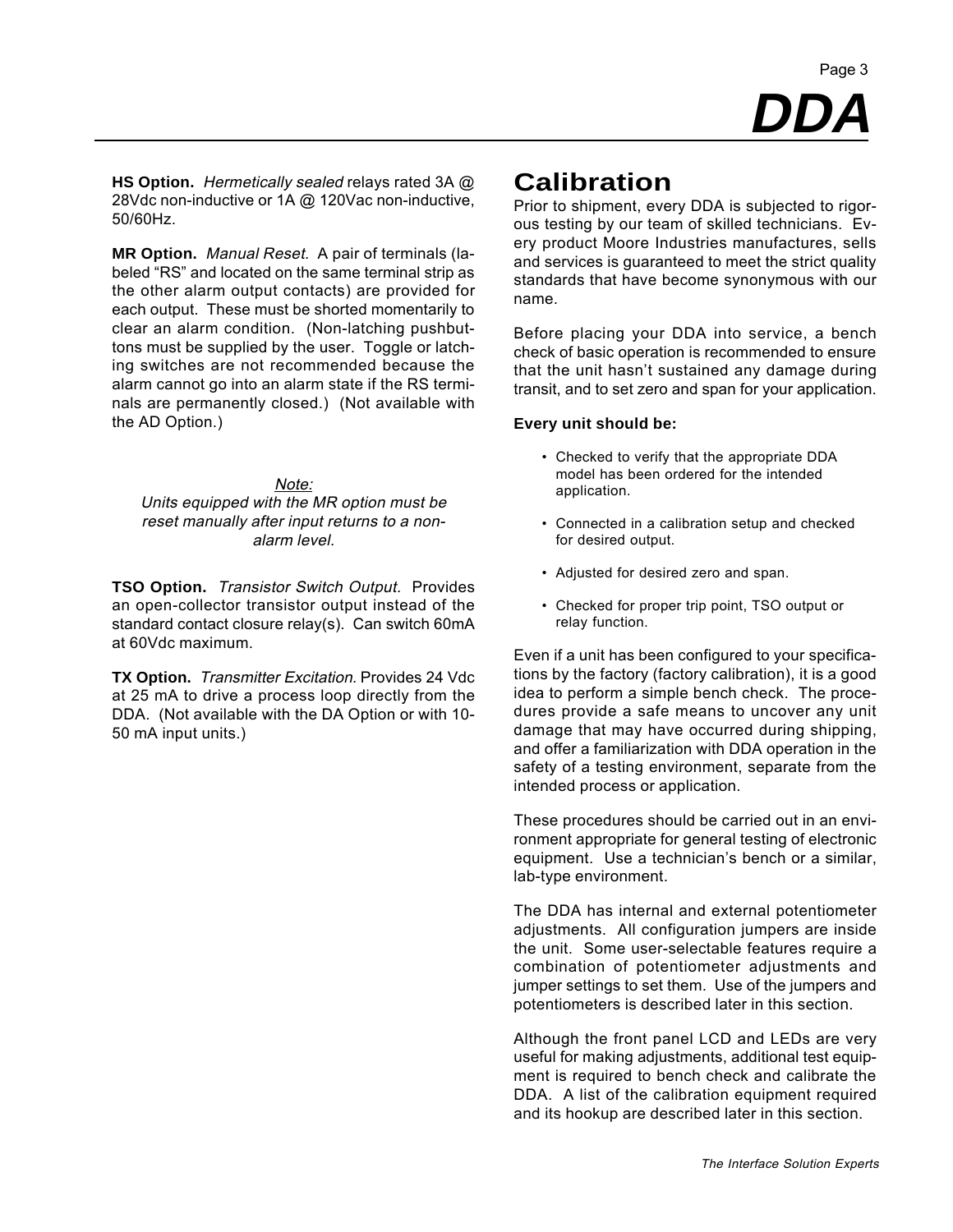**HS Option.** *Hermetically sealed* relays rated 3A @ 28Vdc non-inductive or 1A @ 120Vac non-inductive, 50/60Hz.

**MR Option.** *Manual Reset.* A pair of terminals (labeled "RS" and located on the same terminal strip as the other alarm output contacts) are provided for each output. These must be shorted momentarily to clear an alarm condition. (Non-latching pushbuttons must be supplied by the user. Toggle or latching switches are not recommended because the alarm cannot go into an alarm state if the RS terminals are permanently closed.) (Not available with the AD Option.)

*Note:*
*Units equipped with the MR option must be reset manually after input returns to a non-alarm level.*

**TSO Option.** *Transistor Switch Output.* Provides an open-collector transistor output instead of the standard contact closure relay(s). Can switch 60mA at 60Vdc maximum.

**TX Option.** *Transmitter Excitation.* Provides 24 Vdc at 25 mA to drive a process loop directly from the DDA. (Not available with the DA Option or with 10-50 mA input units.)

# Calibration

Prior to shipment, every DDA is subjected to rigorous testing by our team of skilled technicians. Every product Moore Industries manufactures, sells and services is guaranteed to meet the strict quality standards that have become synonymous with our name.

Before placing your DDA into service, a bench check of basic operation is recommended to ensure that the unit hasn't sustained any damage during transit, and to set zero and span for your application.

**Every unit should be:**

- Checked to verify that the appropriate DDA model has been ordered for the intended application.
- Connected in a calibration setup and checked for desired output.
- Adjusted for desired zero and span.
- Checked for proper trip point, TSO output or relay function.

Even if a unit has been configured to your specifications by the factory (factory calibration), it is a good idea to perform a simple bench check. The procedures provide a safe means to uncover any unit damage that may have occurred during shipping, and offer a familiarization with DDA operation in the safety of a testing environment, separate from the intended process or application.

These procedures should be carried out in an environment appropriate for general testing of electronic equipment. Use a technician's bench or a similar, lab-type environment.

The DDA has internal and external potentiometer adjustments. All configuration jumpers are inside the unit. Some user-selectable features require a combination of potentiometer adjustments and jumper settings to set them. Use of the jumpers and potentiometers is described later in this section.

Although the front panel LCD and LEDs are very useful for making adjustments, additional test equipment is required to bench check and calibrate the DDA. A list of the calibration equipment required and its hookup are described later in this section.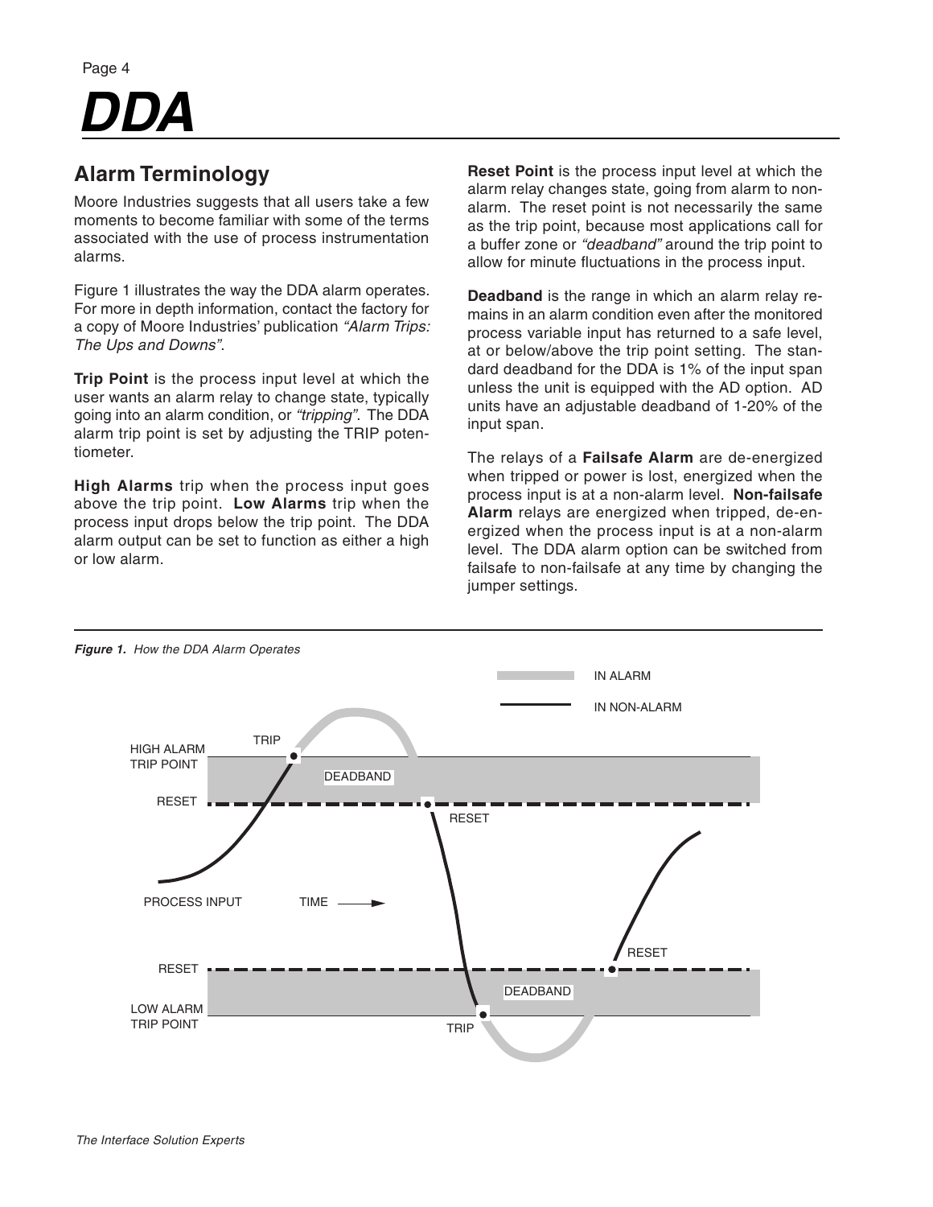## Alarm Terminology

Moore Industries suggests that all users take a few moments to become familiar with some of the terms associated with the use of process instrumentation alarms.

Figure 1 illustrates the way the DDA alarm operates. For more in depth information, contact the factory for a copy of Moore Industries' publication *"Alarm Trips: The Ups and Downs"*.

**Trip Point** is the process input level at which the user wants an alarm relay to change state, typically going into an alarm condition, or *"tripping"*. The DDA alarm trip point is set by adjusting the TRIP potentiometer.

**High Alarms** trip when the process input goes above the trip point. **Low Alarms** trip when the process input drops below the trip point. The DDA alarm output can be set to function as either a high or low alarm.

**Reset Point** is the process input level at which the alarm relay changes state, going from alarm to non-alarm. The reset point is not necessarily the same as the trip point, because most applications call for a buffer zone or *"deadband"* around the trip point to allow for minute fluctuations in the process input.

**Deadband** is the range in which an alarm relay remains in an alarm condition even after the monitored process variable input has returned to a safe level, at or below/above the trip point setting. The standard deadband for the DDA is 1% of the input span unless the unit is equipped with the AD option. AD units have an adjustable deadband of 1-20% of the input span.

The relays of a **Failsafe Alarm** are de-energized when tripped or power is lost, energized when the process input is at a non-alarm level. **Non-failsafe Alarm** relays are energized when tripped, de-energized when the process input is at a non-alarm level. The DDA alarm option can be switched from failsafe to non-failsafe at any time by changing the jumper settings.

***Figure 1.** How the DDA Alarm Operates*

IN ALARM
IN NON-ALARM

HIGH ALARM TRIP POINT
RESET
TRIP
DEADBAND
RESET
PROCESS INPUT
TIME
RESET
RESET
DEADBAND
LOW ALARM TRIP POINT
TRIP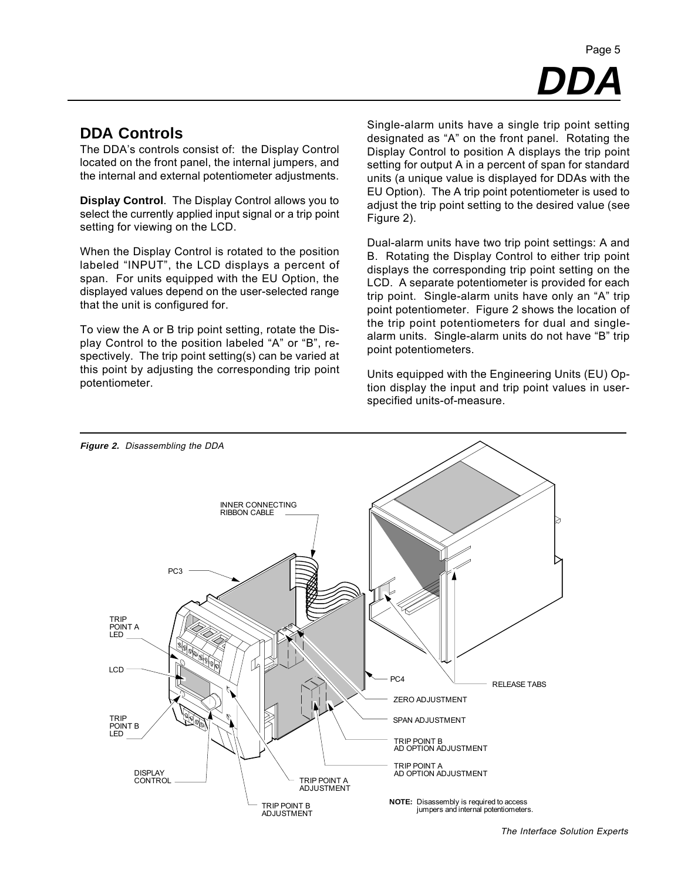## DDA Controls

The DDA's controls consist of: the Display Control located on the front panel, the internal jumpers, and the internal and external potentiometer adjustments.

**Display Control**. The Display Control allows you to select the currently applied input signal or a trip point setting for viewing on the LCD.

When the Display Control is rotated to the position labeled "INPUT", the LCD displays a percent of span. For units equipped with the EU Option, the displayed values depend on the user-selected range that the unit is configured for.

To view the A or B trip point setting, rotate the Display Control to the position labeled "A" or "B", respectively. The trip point setting(s) can be varied at this point by adjusting the corresponding trip point potentiometer.

Single-alarm units have a single trip point setting designated as "A" on the front panel. Rotating the Display Control to position A displays the trip point setting for output A in a percent of span for standard units (a unique value is displayed for DDAs with the EU Option). The A trip point potentiometer is used to adjust the trip point setting to the desired value (see Figure 2).

Dual-alarm units have two trip point settings: A and B. Rotating the Display Control to either trip point displays the corresponding trip point setting on the LCD. A separate potentiometer is provided for each trip point. Single-alarm units have only an "A" trip point potentiometer. Figure 2 shows the location of the trip point potentiometers for dual and single-alarm units. Single-alarm units do not have "B" trip point potentiometers.

Units equipped with the Engineering Units (EU) Option display the input and trip point values in user-specified units-of-measure.

***Figure 2.*** *Disassembling the DDA*

INNER CONNECTING RIBBON CABLE

PC3

TRIP POINT A LED

LCD

TRIP POINT B LED

DISPLAY CONTROL

TRIP POINT B ADJUSTMENT

TRIP POINT A ADJUSTMENT

PC4

ZERO ADJUSTMENT

SPAN ADJUSTMENT

TRIP POINT B AD OPTION ADJUSTMENT

TRIP POINT A AD OPTION ADJUSTMENT

RELEASE TABS

**NOTE:** Disassembly is required to access jumpers and internal potentiometers.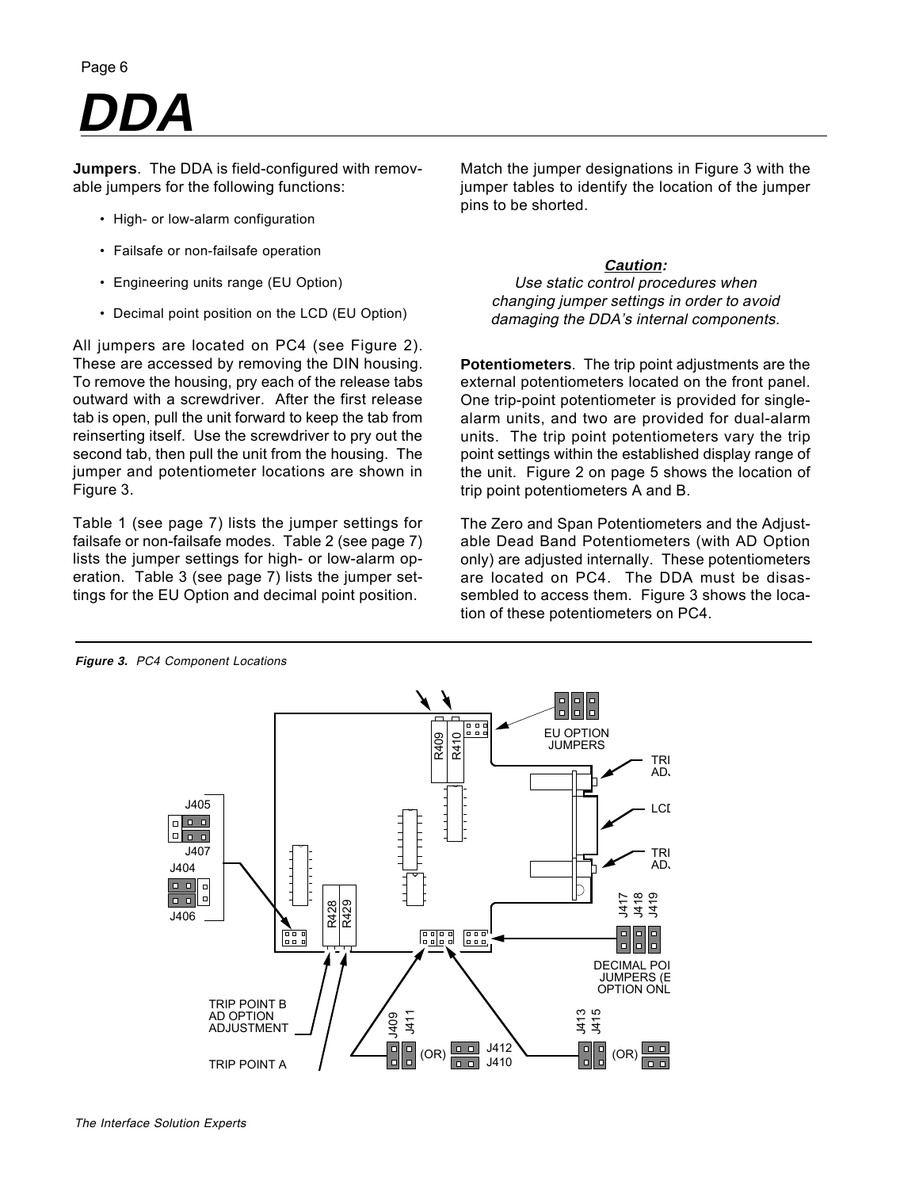# DDA

**Jumpers**. The DDA is field-configured with removable jumpers for the following functions:

- High- or low-alarm configuration
- Failsafe or non-failsafe operation
- Engineering units range (EU Option)
- Decimal point position on the LCD (EU Option)

All jumpers are located on PC4 (see Figure 2). These are accessed by removing the DIN housing. To remove the housing, pry each of the release tabs outward with a screwdriver. After the first release tab is open, pull the unit forward to keep the tab from reinserting itself. Use the screwdriver to pry out the second tab, then pull the unit from the housing. The jumper and potentiometer locations are shown in Figure 3.

Table 1 (see page 7) lists the jumper settings for failsafe or non-failsafe modes. Table 2 (see page 7) lists the jumper settings for high- or low-alarm operation. Table 3 (see page 7) lists the jumper settings for the EU Option and decimal point position.

Match the jumper designations in Figure 3 with the jumper tables to identify the location of the jumper pins to be shorted.

***Caution:***
*Use static control procedures when changing jumper settings in order to avoid damaging the DDA's internal components.*

**Potentiometers**. The trip point adjustments are the external potentiometers located on the front panel. One trip-point potentiometer is provided for single-alarm units, and two are provided for dual-alarm units. The trip point potentiometers vary the trip point settings within the established display range of the unit. Figure 2 on page 5 shows the location of trip point potentiometers A and B.

The Zero and Span Potentiometers and the Adjustable Dead Band Potentiometers (with AD Option only) are adjusted internally. These potentiometers are located on PC4. The DDA must be disassembled to access them. Figure 3 shows the location of these potentiometers on PC4.

***Figure 3.*** *PC4 Component Locations*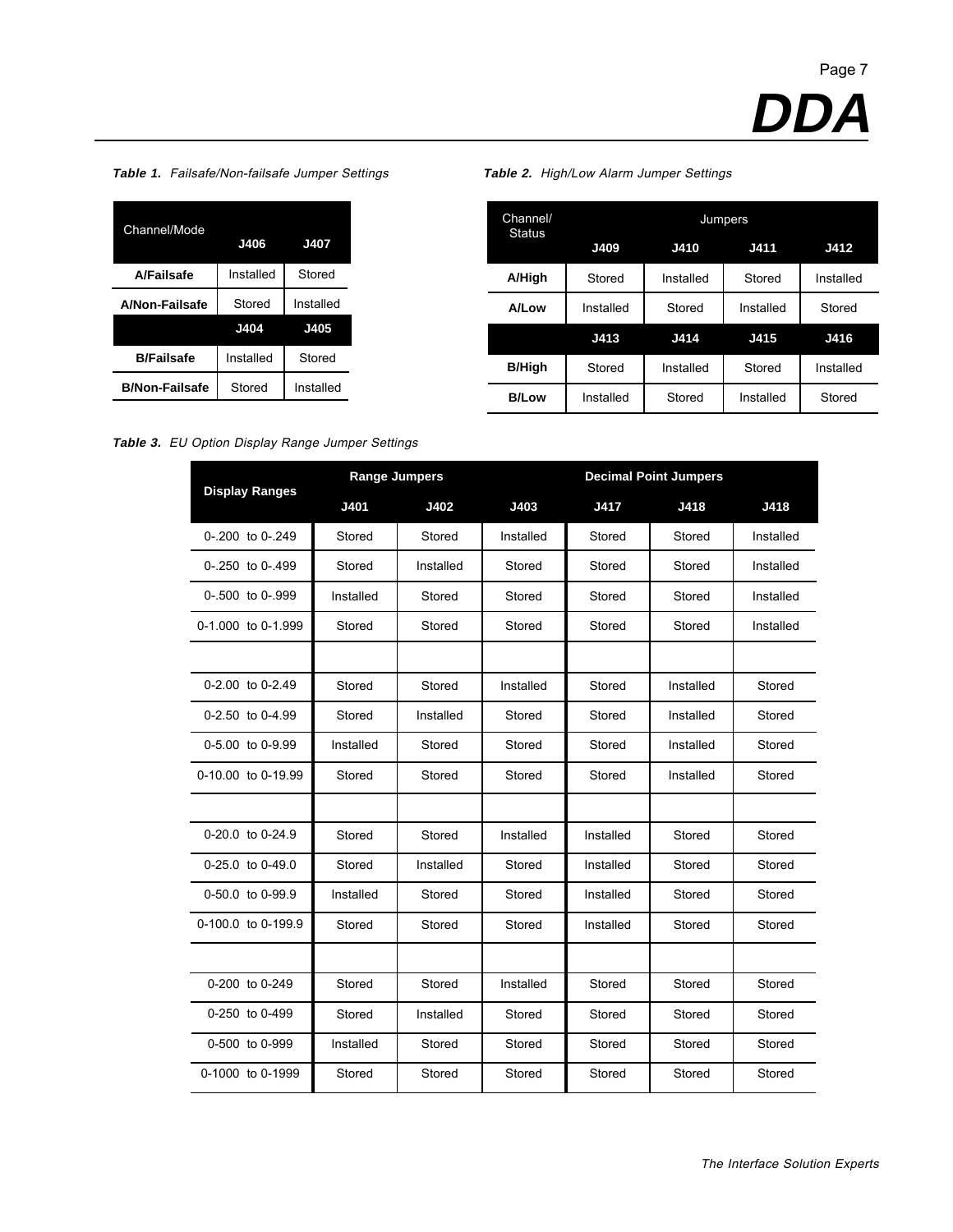*Table 1. Failsafe/Non-failsafe Jumper Settings*

| Channel/Mode | J406 | J407 |
|---|---|---|
| **A/Failsafe** | Installed | Stored |
| **A/Non-Failsafe** | Stored | Installed |
| | **J404** | **J405** |
| **B/Failsafe** | Installed | Stored |
| **B/Non-Failsafe** | Stored | Installed |

*Table 2. High/Low Alarm Jumper Settings*

| Channel/ Status | Jumpers | | | |
|---|---|---|---|---|
| | **J409** | **J410** | **J411** | **J412** |
| **A/High** | Stored | Installed | Stored | Installed |
| **A/Low** | Installed | Stored | Installed | Stored |
| | **J413** | **J414** | **J415** | **J416** |
| **B/High** | Stored | Installed | Stored | Installed |
| **B/Low** | Installed | Stored | Installed | Stored |

*Table 3. EU Option Display Range Jumper Settings*

| Display Ranges | Range Jumpers | | | Decimal Point Jumpers | | |
|---|---|---|---|---|---|---|
| | **J401** | **J402** | **J403** | **J417** | **J418** | **J418** |
| 0-.200 to 0-.249 | Stored | Stored | Installed | Stored | Stored | Installed |
| 0-.250 to 0-.499 | Stored | Installed | Stored | Stored | Stored | Installed |
| 0-.500 to 0-.999 | Installed | Stored | Stored | Stored | Stored | Installed |
| 0-1.000 to 0-1.999 | Stored | Stored | Stored | Stored | Stored | Installed |
| | | | | | | |
| 0-2.00 to 0-2.49 | Stored | Stored | Installed | Stored | Installed | Stored |
| 0-2.50 to 0-4.99 | Stored | Installed | Stored | Stored | Installed | Stored |
| 0-5.00 to 0-9.99 | Installed | Stored | Stored | Stored | Installed | Stored |
| 0-10.00 to 0-19.99 | Stored | Stored | Stored | Stored | Installed | Stored |
| | | | | | | |
| 0-20.0 to 0-24.9 | Stored | Stored | Installed | Installed | Stored | Stored |
| 0-25.0 to 0-49.0 | Stored | Installed | Stored | Installed | Stored | Stored |
| 0-50.0 to 0-99.9 | Installed | Stored | Stored | Installed | Stored | Stored |
| 0-100.0 to 0-199.9 | Stored | Stored | Stored | Installed | Stored | Stored |
| | | | | | | |
| 0-200 to 0-249 | Stored | Stored | Installed | Stored | Stored | Stored |
| 0-250 to 0-499 | Stored | Installed | Stored | Stored | Stored | Stored |
| 0-500 to 0-999 | Installed | Stored | Stored | Stored | Stored | Stored |
| 0-1000 to 0-1999 | Stored | Stored | Stored | Stored | Stored | Stored |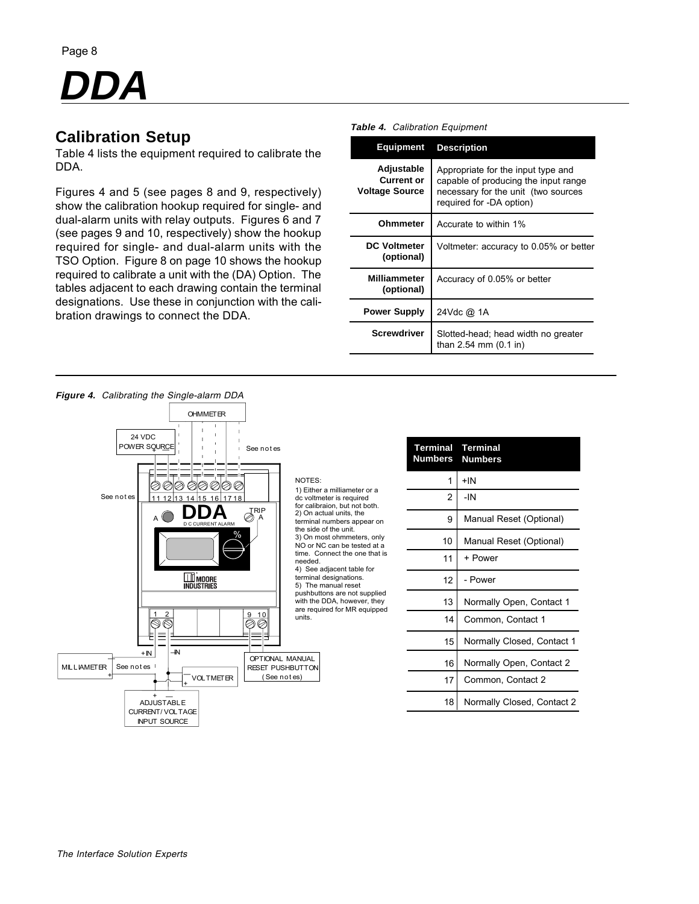# DDA

## Calibration Setup

Table 4 lists the equipment required to calibrate the DDA.

Figures 4 and 5 (see pages 8 and 9, respectively) show the calibration hookup required for single- and dual-alarm units with relay outputs. Figures 6 and 7 (see pages 9 and 10, respectively) show the hookup required for single- and dual-alarm units with the TSO Option. Figure 8 on page 10 shows the hookup required to calibrate a unit with the (DA) Option. The tables adjacent to each drawing contain the terminal designations. Use these in conjunction with the calibration drawings to connect the DDA.

***Table 4.*** *Calibration Equipment*

| Equipment | Description |
|---|---|
| **Adjustable Current or Voltage Source** | Appropriate for the input type and capable of producing the input range necessary for the unit (two sources required for -DA option) |
| **Ohmmeter** | Accurate to within 1% |
| **DC Voltmeter (optional)** | Voltmeter: accuracy to 0.05% or better |
| **Milliammeter (optional)** | Accuracy of 0.05% or better |
| **Power Supply** | 24Vdc @ 1A |
| **Screwdriver** | Slotted-head; head width no greater than 2.54 mm (0.1 in) |

***Figure 4.*** *Calibrating the Single-alarm DDA*

NOTES:
1) Either a milliameter or a dc voltmeter is required for calibraion, but not both.
2) On actual units, the terminal numbers appear on the side of the unit.
3) On most ohmmeters, only NO or NC can be tested at a time. Connect the one that is needed.
4) See adjacent table for terminal designations.
5) The manual reset pushbuttons are not supplied with the DDA, however, they are required for MR equipped units.

| Terminal Numbers | Terminal Numbers |
|---|---|
| 1 | +IN |
| 2 | -IN |
| 9 | Manual Reset (Optional) |
| 10 | Manual Reset (Optional) |
| 11 | + Power |
| 12 | - Power |
| 13 | Normally Open, Contact 1 |
| 14 | Common, Contact 1 |
| 15 | Normally Closed, Contact 1 |
| 16 | Normally Open, Contact 2 |
| 17 | Common, Contact 2 |
| 18 | Normally Closed, Contact 2 |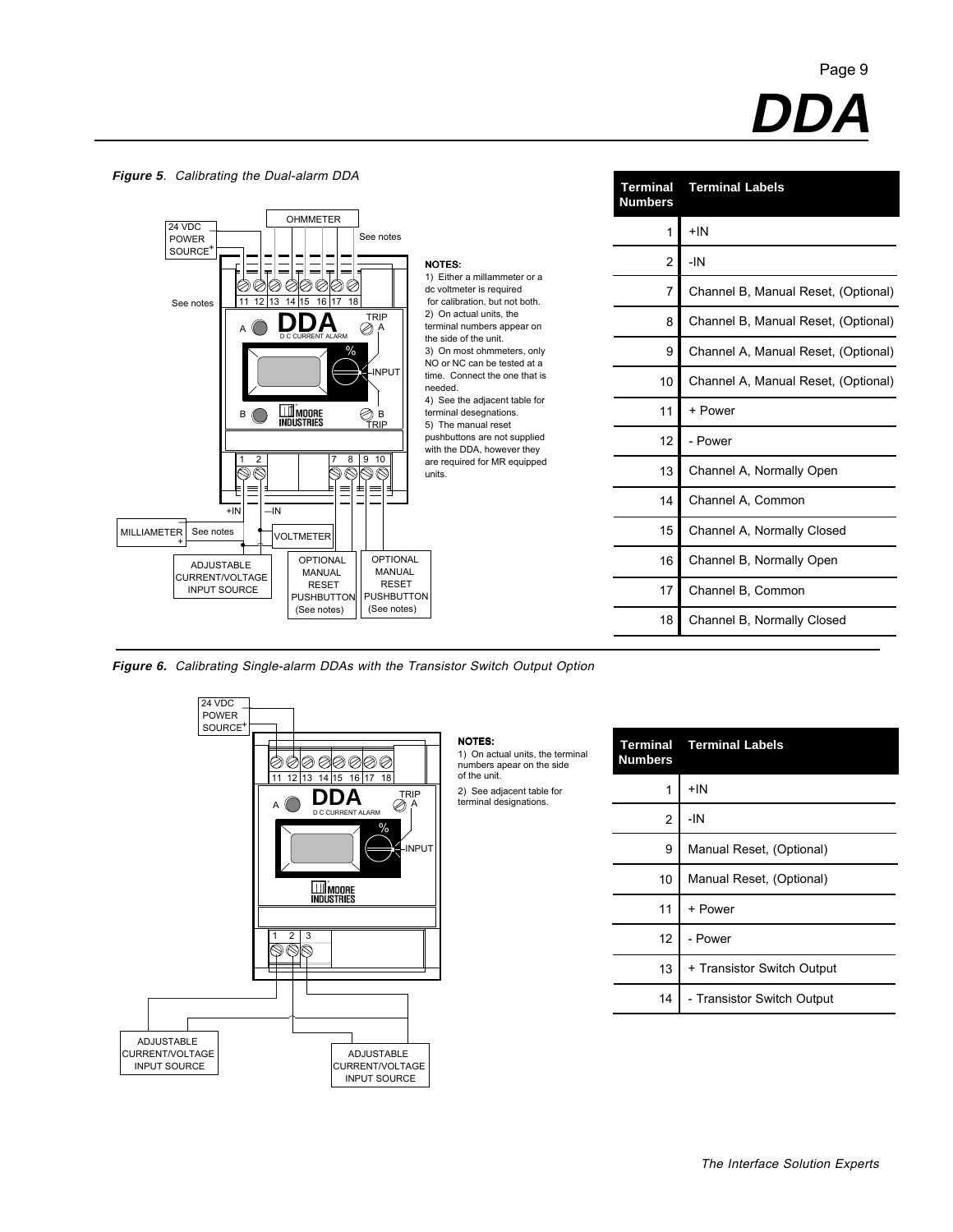*Figure 5. Calibrating the Dual-alarm DDA*

NOTES:
1) Either a millammeter or a dc voltmeter is required for calibration, but not both.
2) On actual units, the terminal numbers appear on the side of the unit.
3) On most ohmmeters, only NO or NC can be tested at a time. Connect the one that is needed.
4) See the adjacent table for terminal desegnations.
5) The manual reset pushbuttons are not supplied with the DDA, however they are required for MR equipped units.

| Terminal Numbers | Terminal Labels |
|---|---|
| 1 | +IN |
| 2 | -IN |
| 7 | Channel B, Manual Reset, (Optional) |
| 8 | Channel B, Manual Reset, (Optional) |
| 9 | Channel A, Manual Reset, (Optional) |
| 10 | Channel A, Manual Reset, (Optional) |
| 11 | + Power |
| 12 | - Power |
| 13 | Channel A, Normally Open |
| 14 | Channel A, Common |
| 15 | Channel A, Normally Closed |
| 16 | Channel B, Normally Open |
| 17 | Channel B, Common |
| 18 | Channel B, Normally Closed |

*Figure 6. Calibrating Single-alarm DDAs with the Transistor Switch Output Option*

NOTES:
1) On actual units, the terminal numbers apear on the side of the unit.
2) See adjacent table for terminal designations.

| Terminal Numbers | Terminal Labels |
|---|---|
| 1 | +IN |
| 2 | -IN |
| 9 | Manual Reset, (Optional) |
| 10 | Manual Reset, (Optional) |
| 11 | + Power |
| 12 | - Power |
| 13 | + Transistor Switch Output |
| 14 | - Transistor Switch Output |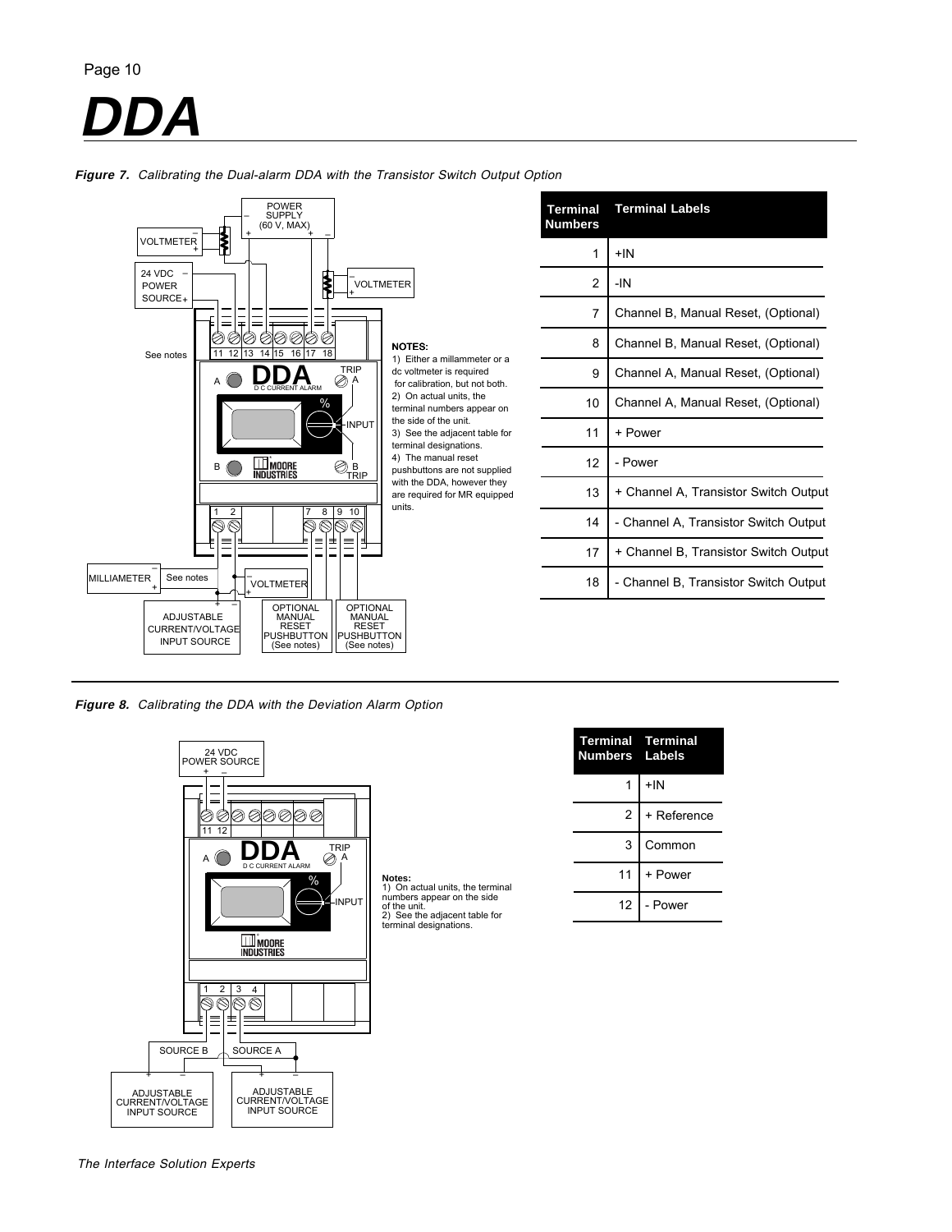# DDA

***Figure 7.** Calibrating the Dual-alarm DDA with the Transistor Switch Output Option*

**NOTES:**
1) Either a millammeter or a dc voltmeter is required for calibration, but not both.
2) On actual units, the terminal numbers appear on the side of the unit.
3) See the adjacent table for terminal designations.
4) The manual reset pushbuttons are not supplied with the DDA, however they are required for MR equipped units.

| Terminal Numbers | Terminal Labels |
|---|---|
| 1 | +IN |
| 2 | -IN |
| 7 | Channel B, Manual Reset, (Optional) |
| 8 | Channel B, Manual Reset, (Optional) |
| 9 | Channel A, Manual Reset, (Optional) |
| 10 | Channel A, Manual Reset, (Optional) |
| 11 | + Power |
| 12 | - Power |
| 13 | + Channel A, Transistor Switch Output |
| 14 | - Channel A, Transistor Switch Output |
| 17 | + Channel B, Transistor Switch Output |
| 18 | - Channel B, Transistor Switch Output |

***Figure 8.** Calibrating the DDA with the Deviation Alarm Option*

**Notes:**
1) On actual units, the terminal numbers appear on the side of the unit.
2) See the adjacent table for terminal designations.

| Terminal Numbers | Terminal Labels |
|---|---|
| 1 | +IN |
| 2 | + Reference |
| 3 | Common |
| 11 | + Power |
| 12 | - Power |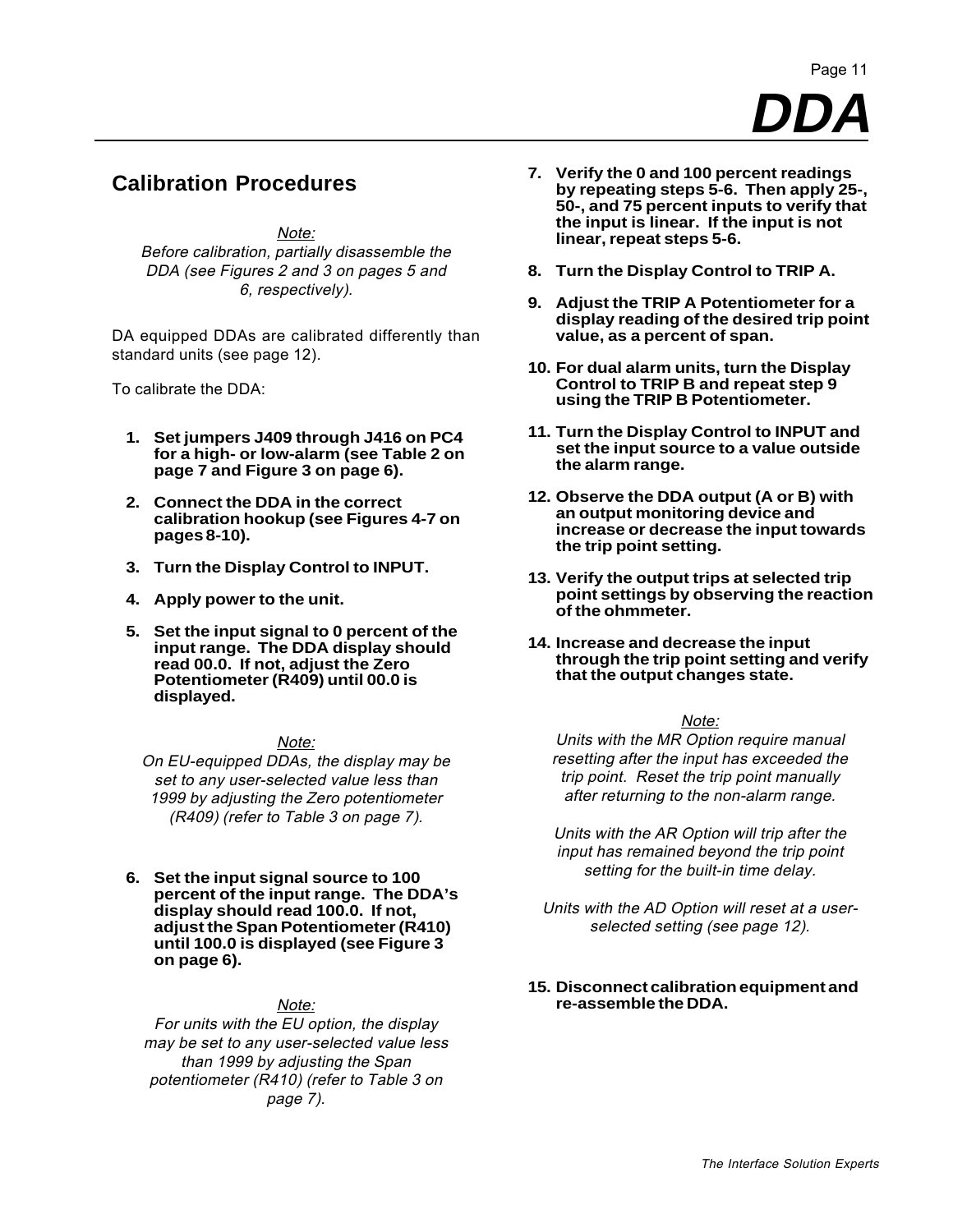## Calibration Procedures

*Note:*
*Before calibration, partially disassemble the DDA (see Figures 2 and 3 on pages 5 and 6, respectively).*

DA equipped DDAs are calibrated differently than standard units (see page 12).

To calibrate the DDA:

1. **Set jumpers J409 through J416 on PC4 for a high- or low-alarm (see Table 2 on page 7 and Figure 3 on page 6).**

2. **Connect the DDA in the correct calibration hookup (see Figures 4-7 on pages 8-10).**

3. **Turn the Display Control to INPUT.**

4. **Apply power to the unit.**

5. **Set the input signal to 0 percent of the input range. The DDA display should read 00.0. If not, adjust the Zero Potentiometer (R409) until 00.0 is displayed.**

*Note:*
*On EU-equipped DDAs, the display may be set to any user-selected value less than 1999 by adjusting the Zero potentiometer (R409) (refer to Table 3 on page 7).*

6. **Set the input signal source to 100 percent of the input range. The DDA's display should read 100.0. If not, adjust the Span Potentiometer (R410) until 100.0 is displayed (see Figure 3 on page 6).**

*Note:*
*For units with the EU option, the display may be set to any user-selected value less than 1999 by adjusting the Span potentiometer (R410) (refer to Table 3 on page 7).*

7. **Verify the 0 and 100 percent readings by repeating steps 5-6. Then apply 25-, 50-, and 75 percent inputs to verify that the input is linear. If the input is not linear, repeat steps 5-6.**

8. **Turn the Display Control to TRIP A.**

9. **Adjust the TRIP A Potentiometer for a display reading of the desired trip point value, as a percent of span.**

10. **For dual alarm units, turn the Display Control to TRIP B and repeat step 9 using the TRIP B Potentiometer.**

11. **Turn the Display Control to INPUT and set the input source to a value outside the alarm range.**

12. **Observe the DDA output (A or B) with an output monitoring device and increase or decrease the input towards the trip point setting.**

13. **Verify the output trips at selected trip point settings by observing the reaction of the ohmmeter.**

14. **Increase and decrease the input through the trip point setting and verify that the output changes state.**

*Note:*
*Units with the MR Option require manual resetting after the input has exceeded the trip point. Reset the trip point manually after returning to the non-alarm range.*

*Units with the AR Option will trip after the input has remained beyond the trip point setting for the built-in time delay.*

*Units with the AD Option will reset at a user-selected setting (see page 12).*

15. **Disconnect calibration equipment and re-assemble the DDA.**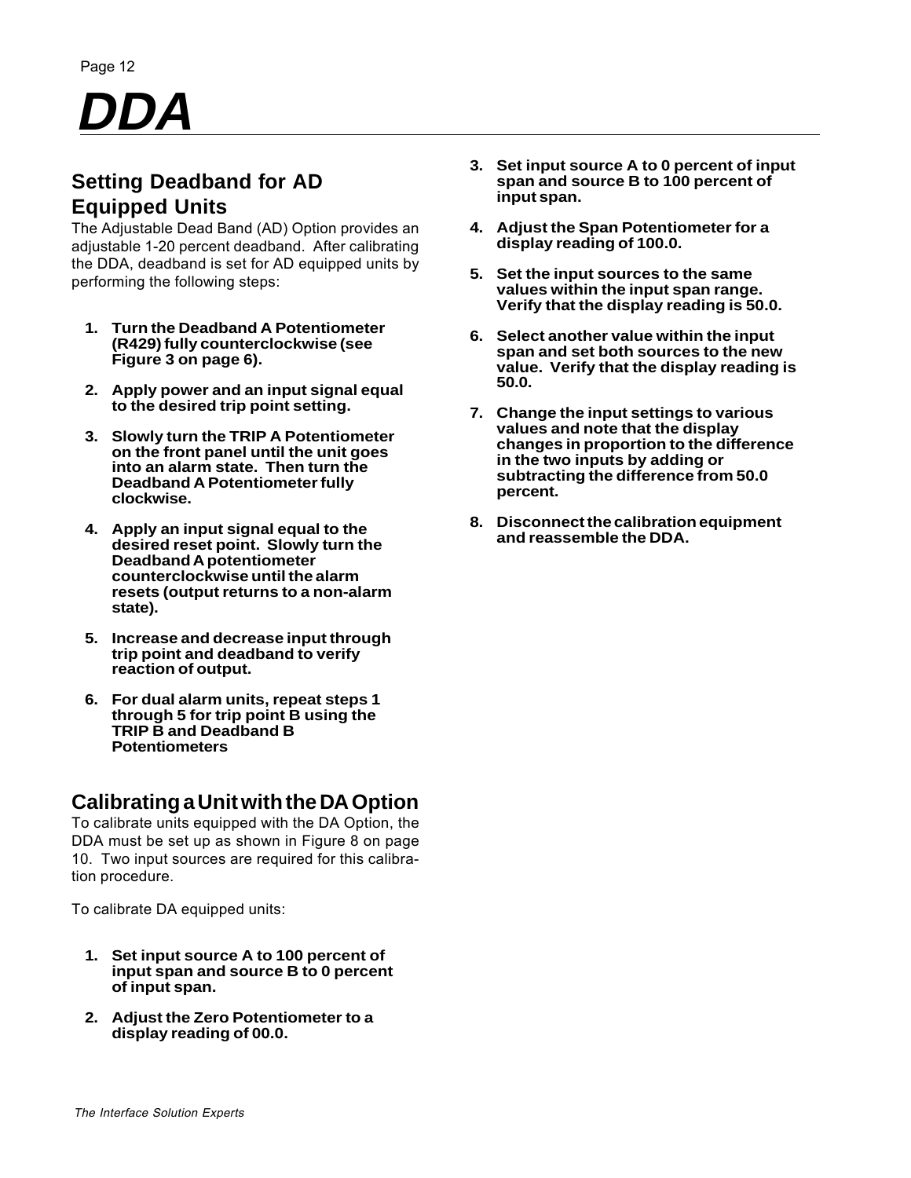# DDA

## Setting Deadband for AD Equipped Units

The Adjustable Dead Band (AD) Option provides an adjustable 1-20 percent deadband. After calibrating the DDA, deadband is set for AD equipped units by performing the following steps:

1. **Turn the Deadband A Potentiometer (R429) fully counterclockwise (see Figure 3 on page 6).**
2. **Apply power and an input signal equal to the desired trip point setting.**
3. **Slowly turn the TRIP A Potentiometer on the front panel until the unit goes into an alarm state. Then turn the Deadband A Potentiometer fully clockwise.**
4. **Apply an input signal equal to the desired reset point. Slowly turn the Deadband A potentiometer counterclockwise until the alarm resets (output returns to a non-alarm state).**
5. **Increase and decrease input through trip point and deadband to verify reaction of output.**
6. **For dual alarm units, repeat steps 1 through 5 for trip point B using the TRIP B and Deadband B Potentiometers**

## Calibrating a Unit with the DA Option

To calibrate units equipped with the DA Option, the DDA must be set up as shown in Figure 8 on page 10. Two input sources are required for this calibration procedure.

To calibrate DA equipped units:

1. **Set input source A to 100 percent of input span and source B to 0 percent of input span.**
2. **Adjust the Zero Potentiometer to a display reading of 00.0.**
3. **Set input source A to 0 percent of input span and source B to 100 percent of input span.**
4. **Adjust the Span Potentiometer for a display reading of 100.0.**
5. **Set the input sources to the same values within the input span range. Verify that the display reading is 50.0.**
6. **Select another value within the input span and set both sources to the new value. Verify that the display reading is 50.0.**
7. **Change the input settings to various values and note that the display changes in proportion to the difference in the two inputs by adding or subtracting the difference from 50.0 percent.**
8. **Disconnect the calibration equipment and reassemble the DDA.**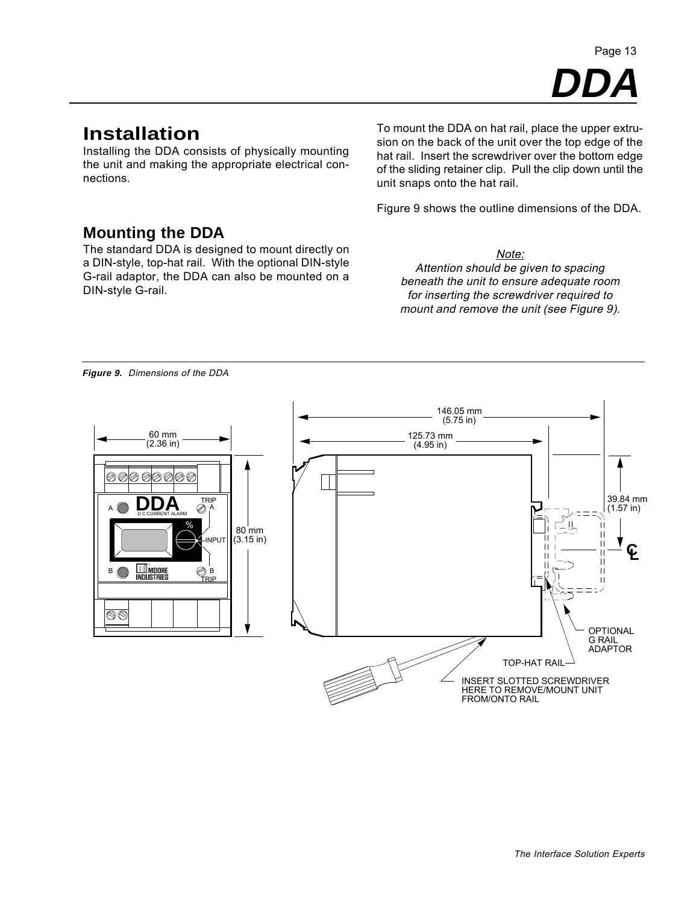# Installation

Installing the DDA consists of physically mounting the unit and making the appropriate electrical connections.

## Mounting the DDA

The standard DDA is designed to mount directly on a DIN-style, top-hat rail. With the optional DIN-style G-rail adaptor, the DDA can also be mounted on a DIN-style G-rail.

To mount the DDA on hat rail, place the upper extrusion on the back of the unit over the top edge of the hat rail. Insert the screwdriver over the bottom edge of the sliding retainer clip. Pull the clip down until the unit snaps onto the hat rail.

Figure 9 shows the outline dimensions of the DDA.

*Note:*
*Attention should be given to spacing beneath the unit to ensure adequate room for inserting the screwdriver required to mount and remove the unit (see Figure 9).*

***Figure 9.*** *Dimensions of the DDA*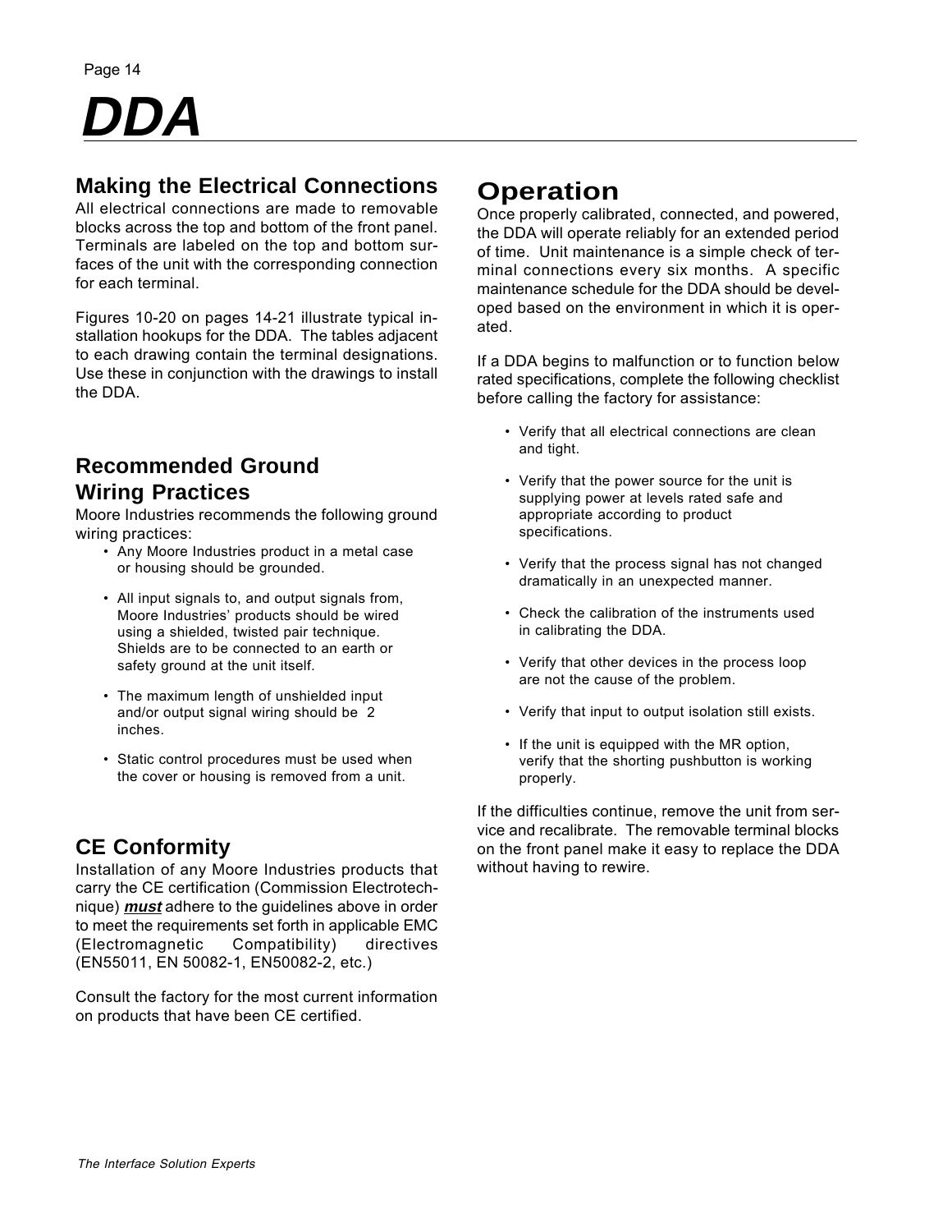# DDA

## Making the Electrical Connections

All electrical connections are made to removable blocks across the top and bottom of the front panel. Terminals are labeled on the top and bottom surfaces of the unit with the corresponding connection for each terminal.

Figures 10-20 on pages 14-21 illustrate typical installation hookups for the DDA. The tables adjacent to each drawing contain the terminal designations. Use these in conjunction with the drawings to install the DDA.

## Recommended Ground Wiring Practices

Moore Industries recommends the following ground wiring practices:

- Any Moore Industries product in a metal case or housing should be grounded.
- All input signals to, and output signals from, Moore Industries' products should be wired using a shielded, twisted pair technique. Shields are to be connected to an earth or safety ground at the unit itself.
- The maximum length of unshielded input and/or output signal wiring should be 2 inches.
- Static control procedures must be used when the cover or housing is removed from a unit.

## CE Conformity

Installation of any Moore Industries products that carry the CE certification (Commission Electrotechnique) ***must*** adhere to the guidelines above in order to meet the requirements set forth in applicable EMC (Electromagnetic Compatibility) directives (EN55011, EN 50082-1, EN50082-2, etc.)

Consult the factory for the most current information on products that have been CE certified.

## Operation

Once properly calibrated, connected, and powered, the DDA will operate reliably for an extended period of time. Unit maintenance is a simple check of terminal connections every six months. A specific maintenance schedule for the DDA should be developed based on the environment in which it is operated.

If a DDA begins to malfunction or to function below rated specifications, complete the following checklist before calling the factory for assistance:

- Verify that all electrical connections are clean and tight.
- Verify that the power source for the unit is supplying power at levels rated safe and appropriate according to product specifications.
- Verify that the process signal has not changed dramatically in an unexpected manner.
- Check the calibration of the instruments used in calibrating the DDA.
- Verify that other devices in the process loop are not the cause of the problem.
- Verify that input to output isolation still exists.
- If the unit is equipped with the MR option, verify that the shorting pushbutton is working properly.

If the difficulties continue, remove the unit from service and recalibrate. The removable terminal blocks on the front panel make it easy to replace the DDA without having to rewire.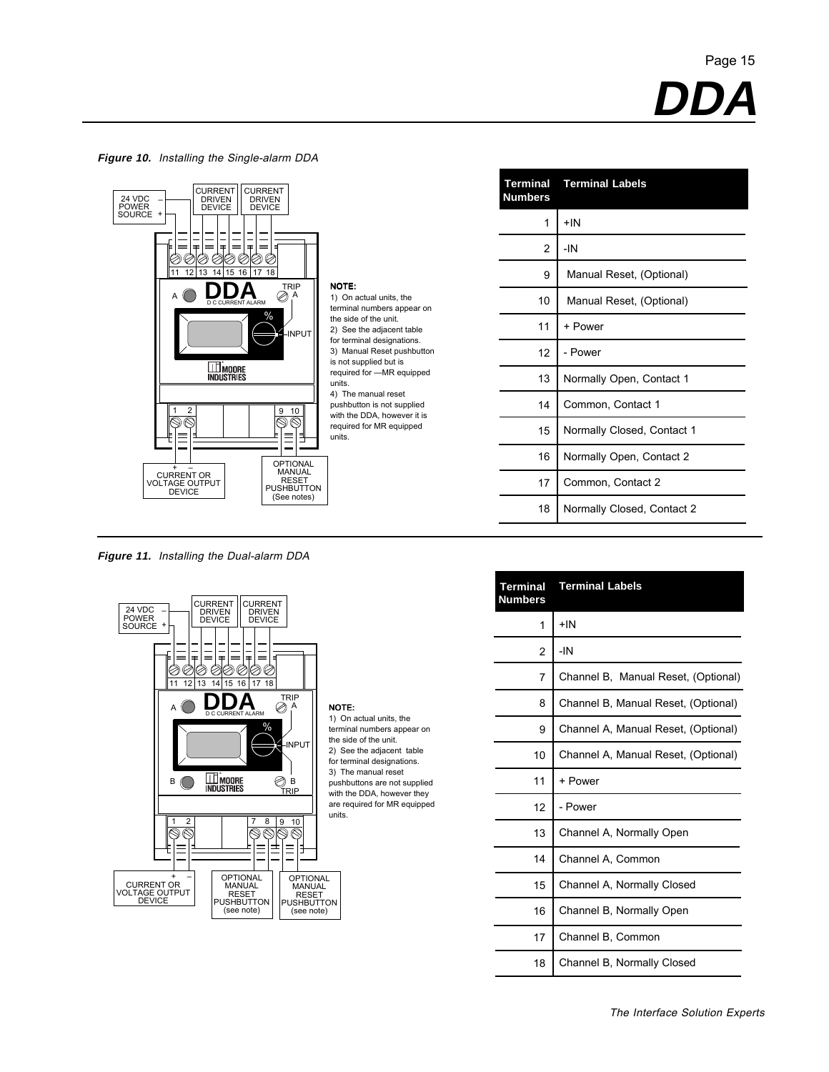***Figure 10.*** *Installing the Single-alarm DDA*

24 VDC POWER SOURCE – +

CURRENT DRIVEN DEVICE

CURRENT DRIVEN DEVICE

11 12 13 14 15 16 17 18

A DDA D C CURRENT ALARM TRIP A

% INPUT

MOORE INDUSTRIES

1 2 9 10

+ – CURRENT OR VOLTAGE OUTPUT DEVICE

OPTIONAL MANUAL RESET PUSHBUTTON (See notes)

**NOTE:**
1) On actual units, the terminal numbers appear on the side of the unit.
2) See the adjacent table for terminal designations.
3) Manual Reset pushbutton is not supplied but is required for —MR equipped units.
4) The manual reset pushbutton is not supplied with the DDA, however it is required for MR equipped units.

| Terminal Numbers | Terminal Labels |
|---|---|
| 1 | +IN |
| 2 | -IN |
| 9 | Manual Reset, (Optional) |
| 10 | Manual Reset, (Optional) |
| 11 | + Power |
| 12 | - Power |
| 13 | Normally Open, Contact 1 |
| 14 | Common, Contact 1 |
| 15 | Normally Closed, Contact 1 |
| 16 | Normally Open, Contact 2 |
| 17 | Common, Contact 2 |
| 18 | Normally Closed, Contact 2 |

***Figure 11.*** *Installing the Dual-alarm DDA*

24 VDC POWER SOURCE – +

CURRENT DRIVEN DEVICE

CURRENT DRIVEN DEVICE

11 12 13 14 15 16 17 18

A DDA D C CURRENT ALARM TRIP A

% INPUT

B MOORE INDUSTRIES B TRIP

1 2 7 8 9 10

+ – CURRENT OR VOLTAGE OUTPUT DEVICE

OPTIONAL MANUAL RESET PUSHBUTTON (see note)

OPTIONAL MANUAL RESET PUSHBUTTON (see note)

**NOTE:**
1) On actual units, the terminal numbers appear on the side of the unit.
2) See the adjacent table for terminal designations.
3) The manual reset pushbuttons are not supplied with the DDA, however they are required for MR equipped units.

| Terminal Numbers | Terminal Labels |
|---|---|
| 1 | +IN |
| 2 | -IN |
| 7 | Channel B, Manual Reset, (Optional) |
| 8 | Channel B, Manual Reset, (Optional) |
| 9 | Channel A, Manual Reset, (Optional) |
| 10 | Channel A, Manual Reset, (Optional) |
| 11 | + Power |
| 12 | - Power |
| 13 | Channel A, Normally Open |
| 14 | Channel A, Common |
| 15 | Channel A, Normally Closed |
| 16 | Channel B, Normally Open |
| 17 | Channel B, Common |
| 18 | Channel B, Normally Closed |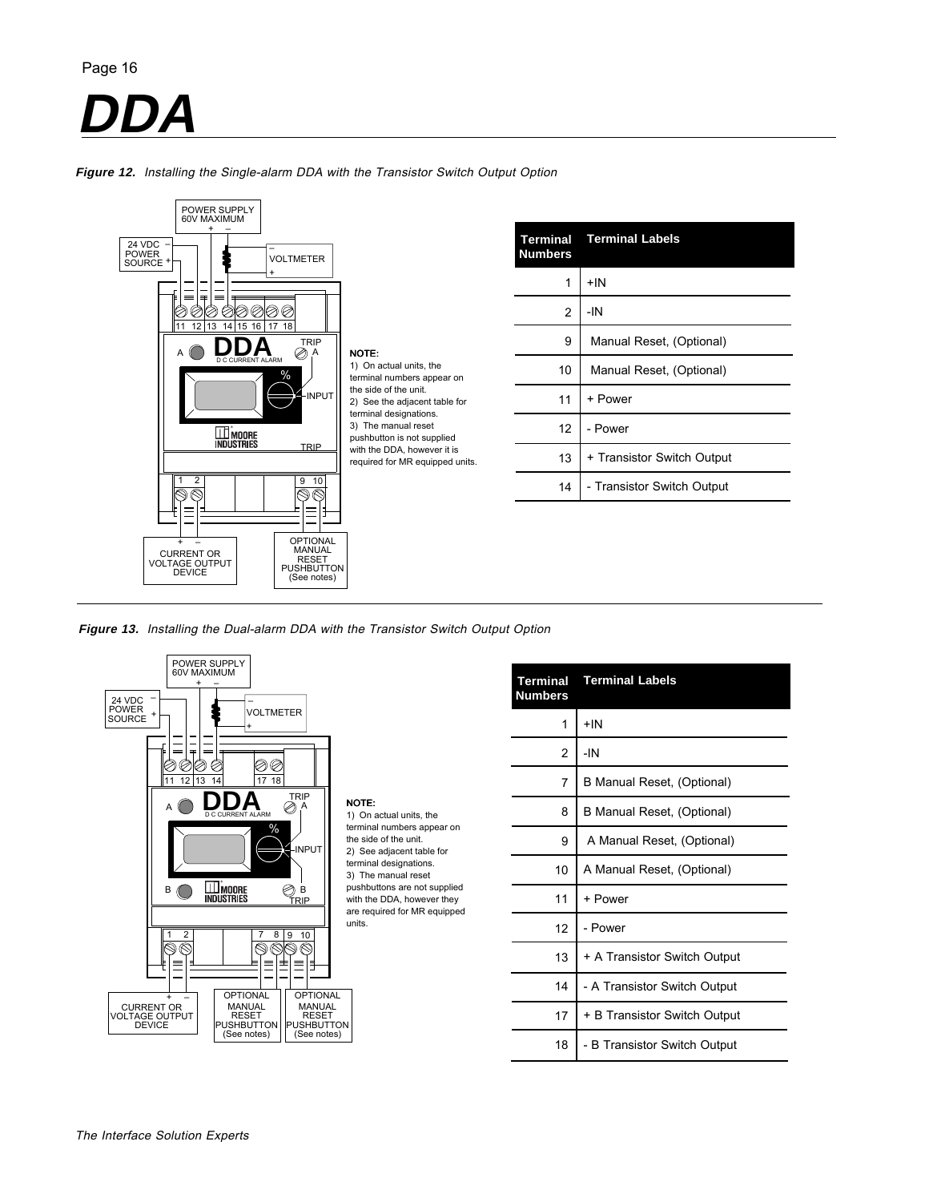# DDA

*Figure 12. Installing the Single-alarm DDA with the Transistor Switch Output Option*

**NOTE:**
1) On actual units, the terminal numbers appear on the side of the unit.
2) See the adjacent table for terminal designations.
3) The manual reset pushbutton is not supplied with the DDA, however it is required for MR equipped units.

| Terminal Numbers | Terminal Labels |
|---|---|
| 1 | +IN |
| 2 | -IN |
| 9 | Manual Reset, (Optional) |
| 10 | Manual Reset, (Optional) |
| 11 | + Power |
| 12 | - Power |
| 13 | + Transistor Switch Output |
| 14 | - Transistor Switch Output |

*Figure 13. Installing the Dual-alarm DDA with the Transistor Switch Output Option*

**NOTE:**
1) On actual units, the terminal numbers appear on the side of the unit.
2) See adjacent table for terminal designations.
3) The manual reset pushbuttons are not supplied with the DDA, however they are required for MR equipped units.

| Terminal Numbers | Terminal Labels |
|---|---|
| 1 | +IN |
| 2 | -IN |
| 7 | B Manual Reset, (Optional) |
| 8 | B Manual Reset, (Optional) |
| 9 | A Manual Reset, (Optional) |
| 10 | A Manual Reset, (Optional) |
| 11 | + Power |
| 12 | - Power |
| 13 | + A Transistor Switch Output |
| 14 | - A Transistor Switch Output |
| 17 | + B Transistor Switch Output |
| 18 | - B Transistor Switch Output |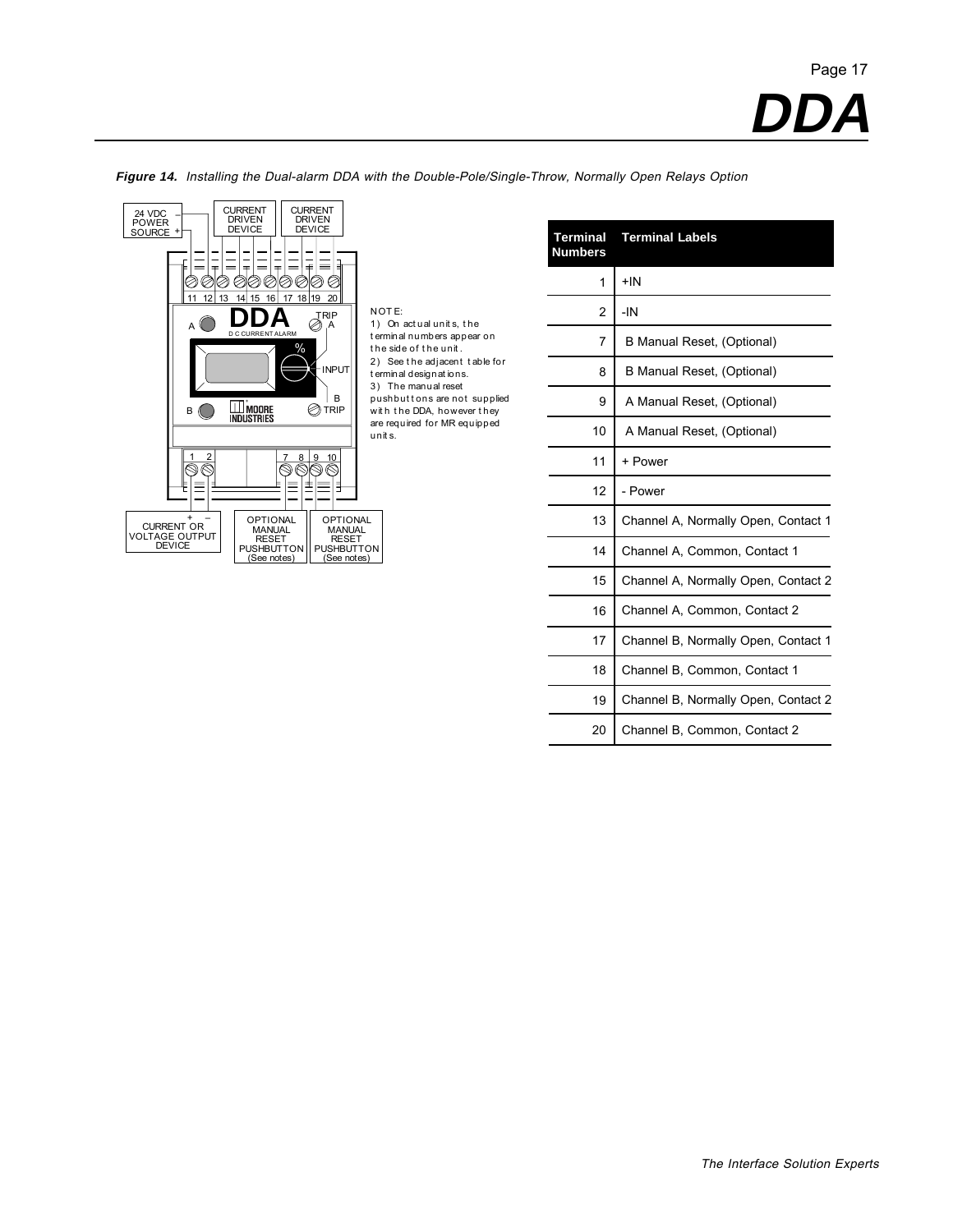**Figure 14.** *Installing the Dual-alarm DDA with the Double-Pole/Single-Throw, Normally Open Relays Option*

NOTE:
1) On actual units, the terminal numbers appear on the side of the unit.
2) See the adjacent table for terminal designations.
3) The manual reset pushbuttons are not supplied with the DDA, however they are required for MR equipped units.

| Terminal Numbers | Terminal Labels |
|---|---|
| 1 | +IN |
| 2 | -IN |
| 7 | B Manual Reset, (Optional) |
| 8 | B Manual Reset, (Optional) |
| 9 | A Manual Reset, (Optional) |
| 10 | A Manual Reset, (Optional) |
| 11 | + Power |
| 12 | - Power |
| 13 | Channel A, Normally Open, Contact 1 |
| 14 | Channel A, Common, Contact 1 |
| 15 | Channel A, Normally Open, Contact 2 |
| 16 | Channel A, Common, Contact 2 |
| 17 | Channel B, Normally Open, Contact 1 |
| 18 | Channel B, Common, Contact 1 |
| 19 | Channel B, Normally Open, Contact 2 |
| 20 | Channel B, Common, Contact 2 |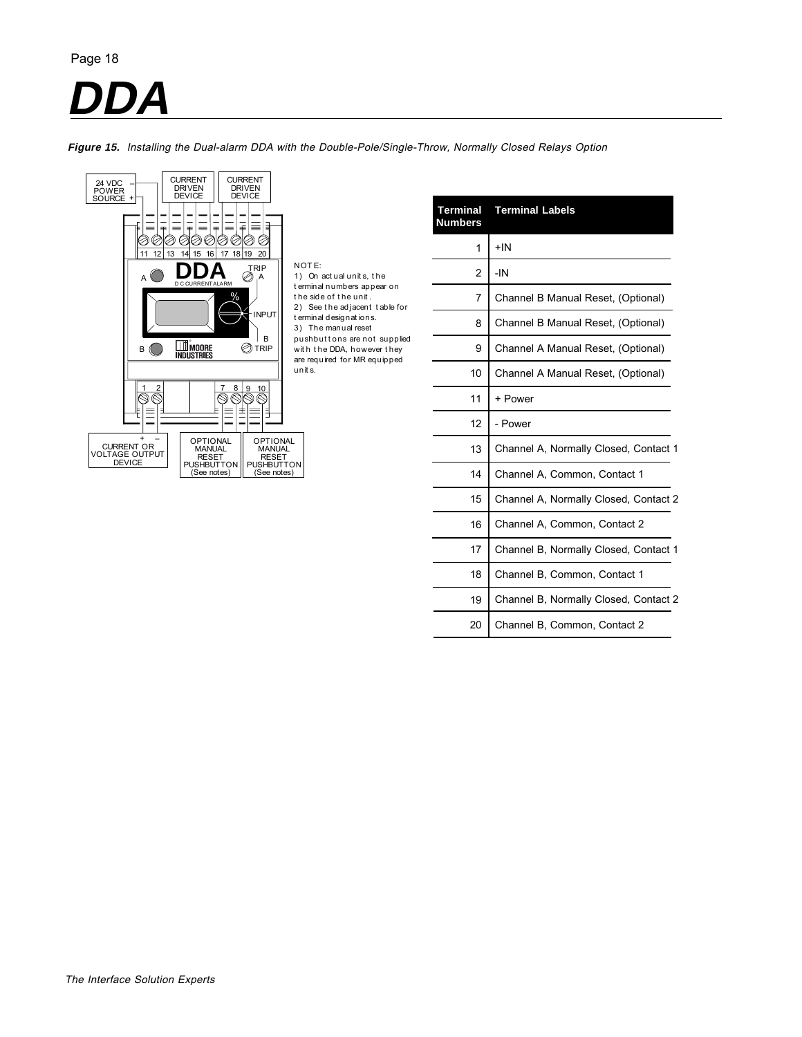# DDA

***Figure 15.*** *Installing the Dual-alarm DDA with the Double-Pole/Single-Throw, Normally Closed Relays Option*

NOTE:
1) On actual units, the terminal numbers appear on the side of the unit.
2) See the adjacent table for terminal designations.
3) The manual reset pushbuttons are not supplied with the DDA, however they are required for MR equipped units.

| Terminal Numbers | Terminal Labels |
|---|---|
| 1 | +IN |
| 2 | -IN |
| 7 | Channel B Manual Reset, (Optional) |
| 8 | Channel B Manual Reset, (Optional) |
| 9 | Channel A Manual Reset, (Optional) |
| 10 | Channel A Manual Reset, (Optional) |
| 11 | + Power |
| 12 | - Power |
| 13 | Channel A, Normally Closed, Contact 1 |
| 14 | Channel A, Common, Contact 1 |
| 15 | Channel A, Normally Closed, Contact 2 |
| 16 | Channel A, Common, Contact 2 |
| 17 | Channel B, Normally Closed, Contact 1 |
| 18 | Channel B, Common, Contact 1 |
| 19 | Channel B, Normally Closed, Contact 2 |
| 20 | Channel B, Common, Contact 2 |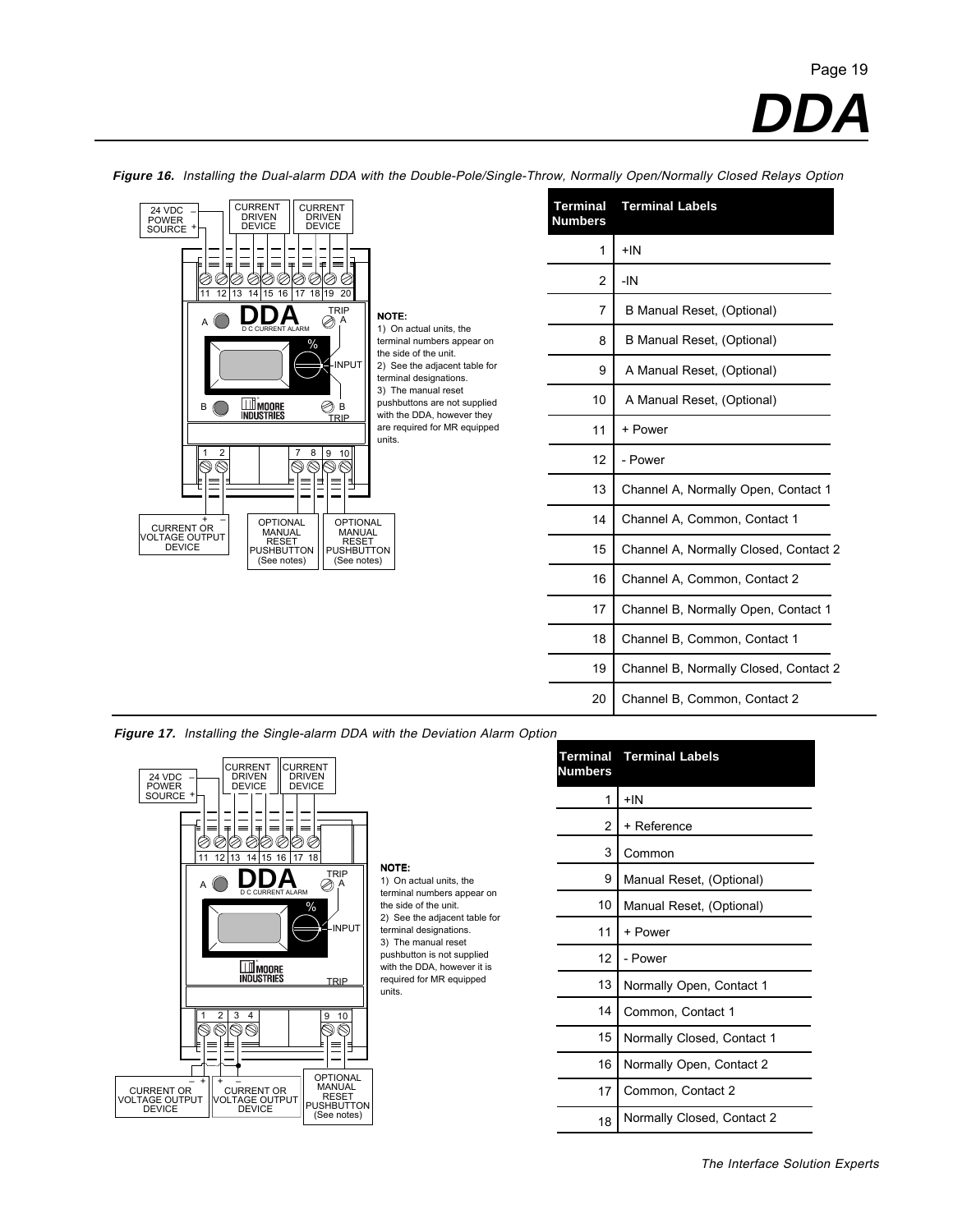*Figure 16. Installing the Dual-alarm DDA with the Double-Pole/Single-Throw, Normally Open/Normally Closed Relays Option*

24 VDC POWER SOURCE – +

CURRENT DRIVEN DEVICE

CURRENT DRIVEN DEVICE

11 12 13 14 15 16 17 18 19 20

A DDA D C CURRENT ALARM TRIP A

% INPUT

B MOORE INDUSTRIES B TRIP

1 2 7 8 9 10

CURRENT OR VOLTAGE OUTPUT DEVICE + –

OPTIONAL MANUAL RESET PUSHBUTTON (See notes)

OPTIONAL MANUAL RESET PUSHBUTTON (See notes)

**NOTE:**
1) On actual units, the terminal numbers appear on the side of the unit.
2) See the adjacent table for terminal designations.
3) The manual reset pushbuttons are not supplied with the DDA, however they are required for MR equipped units.

| Terminal Numbers | Terminal Labels |
|---|---|
| 1 | +IN |
| 2 | -IN |
| 7 | B Manual Reset, (Optional) |
| 8 | B Manual Reset, (Optional) |
| 9 | A Manual Reset, (Optional) |
| 10 | A Manual Reset, (Optional) |
| 11 | + Power |
| 12 | - Power |
| 13 | Channel A, Normally Open, Contact 1 |
| 14 | Channel A, Common, Contact 1 |
| 15 | Channel A, Normally Closed, Contact 2 |
| 16 | Channel A, Common, Contact 2 |
| 17 | Channel B, Normally Open, Contact 1 |
| 18 | Channel B, Common, Contact 1 |
| 19 | Channel B, Normally Closed, Contact 2 |
| 20 | Channel B, Common, Contact 2 |

*Figure 17. Installing the Single-alarm DDA with the Deviation Alarm Option*

24 VDC POWER SOURCE – +

CURRENT DRIVEN DEVICE

CURRENT DRIVEN DEVICE

11 12 13 14 15 16 17 18

A DDA D C CURRENT ALARM TRIP A

% INPUT

MOORE INDUSTRIES TRIP

1 2 3 4 9 10

CURRENT OR VOLTAGE OUTPUT DEVICE – +

CURRENT OR VOLTAGE OUTPUT DEVICE + –

OPTIONAL MANUAL RESET PUSHBUTTON (See notes)

**NOTE:**
1) On actual units, the terminal numbers appear on the side of the unit.
2) See the adjacent table for terminal designations.
3) The manual reset pushbutton is not supplied with the DDA, however it is required for MR equipped units.

| Terminal Numbers | Terminal Labels |
|---|---|
| 1 | +IN |
| 2 | + Reference |
| 3 | Common |
| 9 | Manual Reset, (Optional) |
| 10 | Manual Reset, (Optional) |
| 11 | + Power |
| 12 | - Power |
| 13 | Normally Open, Contact 1 |
| 14 | Common, Contact 1 |
| 15 | Normally Closed, Contact 1 |
| 16 | Normally Open, Contact 2 |
| 17 | Common, Contact 2 |
| 18 | Normally Closed, Contact 2 |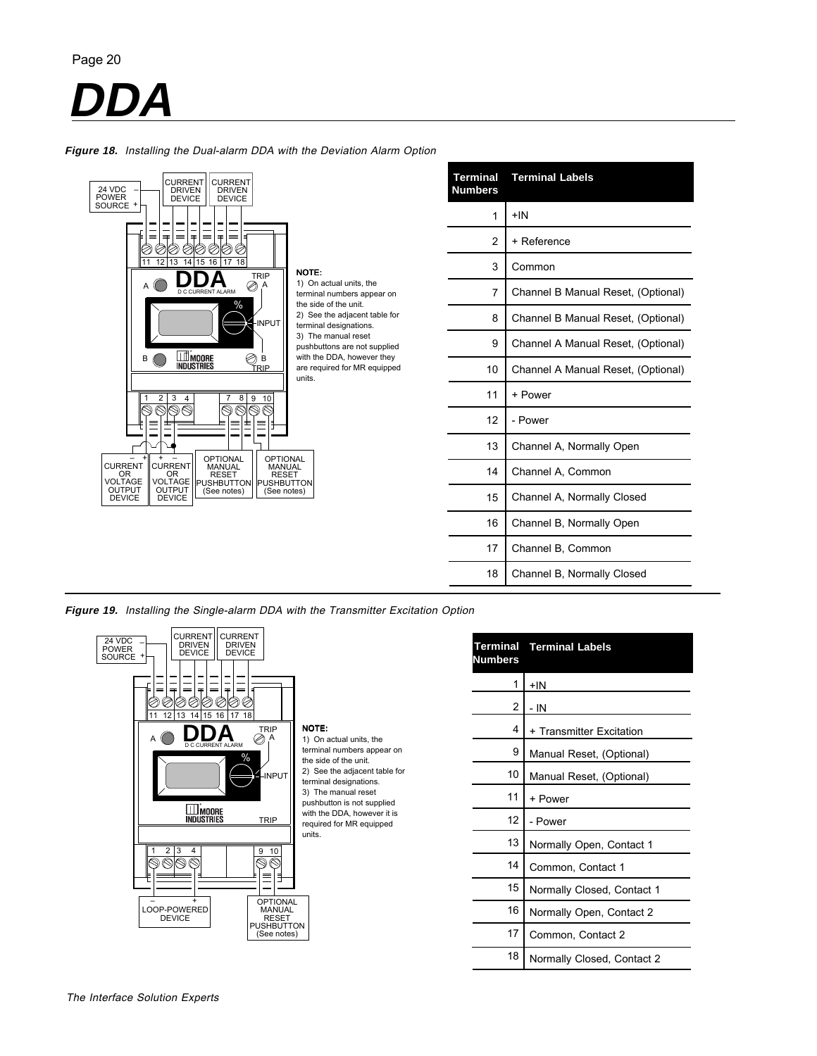# DDA

***Figure 18.** Installing the Dual-alarm DDA with the Deviation Alarm Option*

**NOTE:**
1) On actual units, the terminal numbers appear on the side of the unit.
2) See the adjacent table for terminal designations.
3) The manual reset pushbuttons are not supplied with the DDA, however they are required for MR equipped units.

| Terminal Numbers | Terminal Labels |
|---|---|
| 1 | +IN |
| 2 | + Reference |
| 3 | Common |
| 7 | Channel B Manual Reset, (Optional) |
| 8 | Channel B Manual Reset, (Optional) |
| 9 | Channel A Manual Reset, (Optional) |
| 10 | Channel A Manual Reset, (Optional) |
| 11 | + Power |
| 12 | - Power |
| 13 | Channel A, Normally Open |
| 14 | Channel A, Common |
| 15 | Channel A, Normally Closed |
| 16 | Channel B, Normally Open |
| 17 | Channel B, Common |
| 18 | Channel B, Normally Closed |

***Figure 19.** Installing the Single-alarm DDA with the Transmitter Excitation Option*

**NOTE:**
1) On actual units, the terminal numbers appear on the side of the unit.
2) See the adjacent table for terminal designations.
3) The manual reset pushbutton is not supplied with the DDA, however it is required for MR equipped units.

| Terminal Numbers | Terminal Labels |
|---|---|
| 1 | +IN |
| 2 | - IN |
| 4 | + Transmitter Excitation |
| 9 | Manual Reset, (Optional) |
| 10 | Manual Reset, (Optional) |
| 11 | + Power |
| 12 | - Power |
| 13 | Normally Open, Contact 1 |
| 14 | Common, Contact 1 |
| 15 | Normally Closed, Contact 1 |
| 16 | Normally Open, Contact 2 |
| 17 | Common, Contact 2 |
| 18 | Normally Closed, Contact 2 |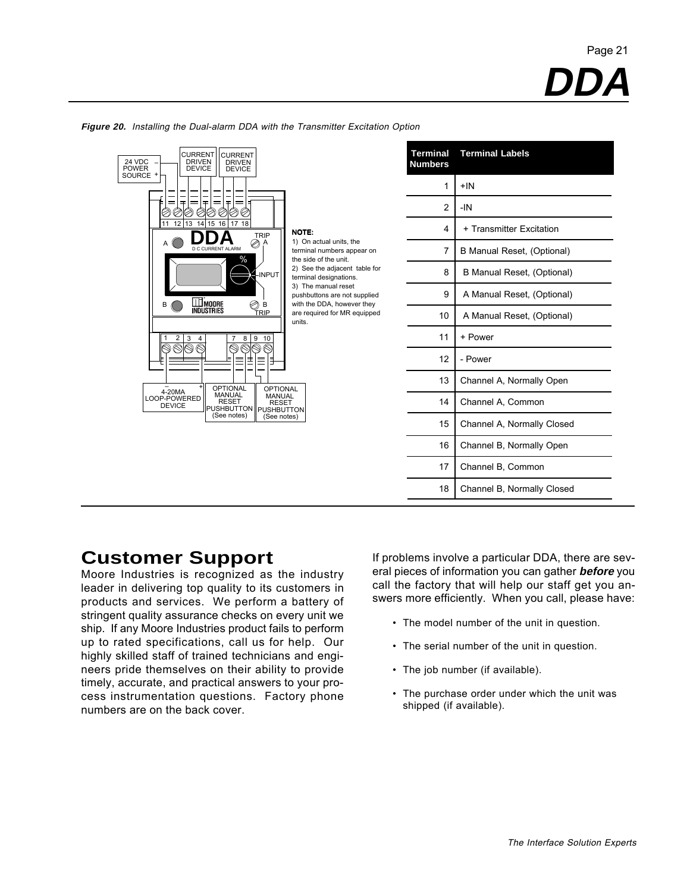*Figure 20. Installing the Dual-alarm DDA with the Transmitter Excitation Option*

**NOTE:**
1) On actual units, the terminal numbers appear on the side of the unit.
2) See the adjacent table for terminal designations.
3) The manual reset pushbuttons are not supplied with the DDA, however they are required for MR equipped units.

| Terminal Numbers | Terminal Labels |
|---|---|
| 1 | +IN |
| 2 | -IN |
| 4 | + Transmitter Excitation |
| 7 | B Manual Reset, (Optional) |
| 8 | B Manual Reset, (Optional) |
| 9 | A Manual Reset, (Optional) |
| 10 | A Manual Reset, (Optional) |
| 11 | + Power |
| 12 | - Power |
| 13 | Channel A, Normally Open |
| 14 | Channel A, Common |
| 15 | Channel A, Normally Closed |
| 16 | Channel B, Normally Open |
| 17 | Channel B, Common |
| 18 | Channel B, Normally Closed |

## Customer Support

Moore Industries is recognized as the industry leader in delivering top quality to its customers in products and services. We perform a battery of stringent quality assurance checks on every unit we ship. If any Moore Industries product fails to perform up to rated specifications, call us for help. Our highly skilled staff of trained technicians and engineers pride themselves on their ability to provide timely, accurate, and practical answers to your process instrumentation questions. Factory phone numbers are on the back cover.

If problems involve a particular DDA, there are several pieces of information you can gather ***before*** you call the factory that will help our staff get you answers more efficiently. When you call, please have:

- The model number of the unit in question.
- The serial number of the unit in question.
- The job number (if available).
- The purchase order under which the unit was shipped (if available).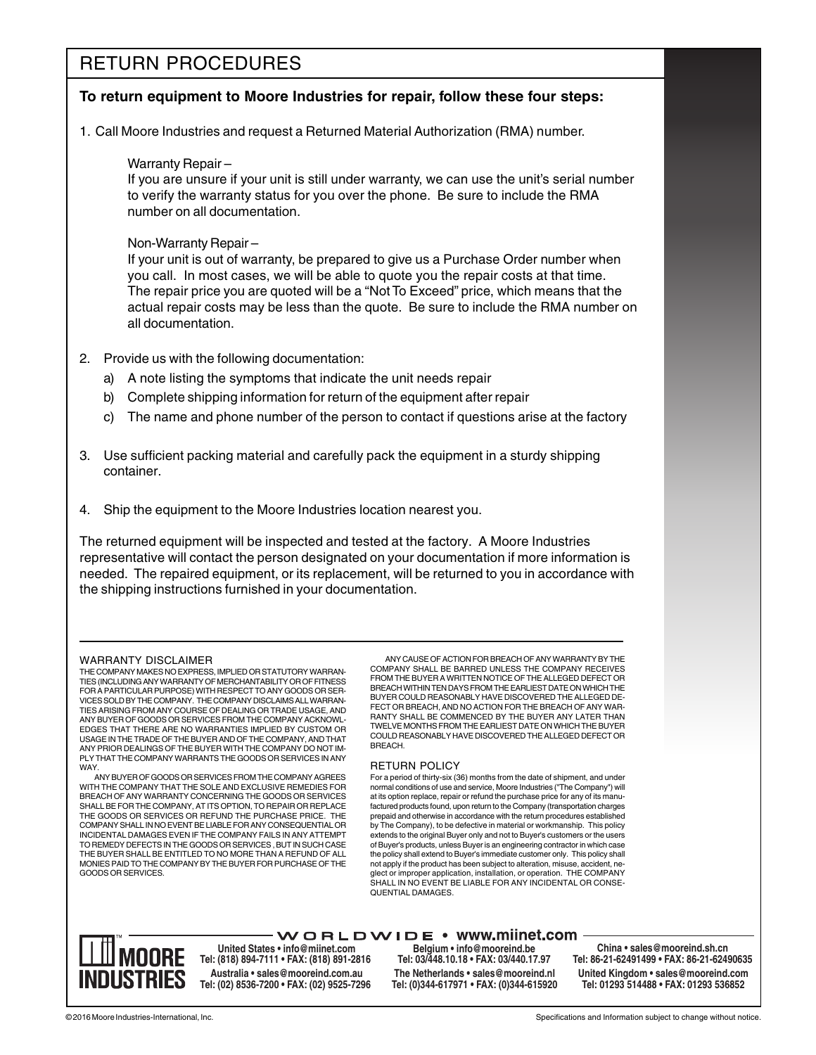# RETURN PROCEDURES

**To return equipment to Moore Industries for repair, follow these four steps:**

1. Call Moore Industries and request a Returned Material Authorization (RMA) number.

   Warranty Repair –
   If you are unsure if your unit is still under warranty, we can use the unit's serial number to verify the warranty status for you over the phone. Be sure to include the RMA number on all documentation.

   Non-Warranty Repair –
   If your unit is out of warranty, be prepared to give us a Purchase Order number when you call. In most cases, we will be able to quote you the repair costs at that time. The repair price you are quoted will be a "Not To Exceed" price, which means that the actual repair costs may be less than the quote. Be sure to include the RMA number on all documentation.

2. Provide us with the following documentation:
   a) A note listing the symptoms that indicate the unit needs repair
   b) Complete shipping information for return of the equipment after repair
   c) The name and phone number of the person to contact if questions arise at the factory

3. Use sufficient packing material and carefully pack the equipment in a sturdy shipping container.

4. Ship the equipment to the Moore Industries location nearest you.

The returned equipment will be inspected and tested at the factory. A Moore Industries representative will contact the person designated on your documentation if more information is needed. The repaired equipment, or its replacement, will be returned to you in accordance with the shipping instructions furnished in your documentation.

## WARRANTY DISCLAIMER

THE COMPANY MAKES NO EXPRESS, IMPLIED OR STATUTORY WARRANTIES (INCLUDING ANY WARRANTY OF MERCHANTABILITY OR OF FITNESS FOR A PARTICULAR PURPOSE) WITH RESPECT TO ANY GOODS OR SERVICES SOLD BY THE COMPANY. THE COMPANY DISCLAIMS ALL WARRANTIES ARISING FROM ANY COURSE OF DEALING OR TRADE USAGE, AND ANY BUYER OF GOODS OR SERVICES FROM THE COMPANY ACKNOWLEDGES THAT THERE ARE NO WARRANTIES IMPLIED BY CUSTOM OR USAGE IN THE TRADE OF THE BUYER AND OF THE COMPANY, AND THAT ANY PRIOR DEALINGS OF THE BUYER WITH THE COMPANY DO NOT IMPLY THAT THE COMPANY WARRANTS THE GOODS OR SERVICES IN ANY WAY.

ANY BUYER OF GOODS OR SERVICES FROM THE COMPANY AGREES WITH THE COMPANY THAT THE SOLE AND EXCLUSIVE REMEDIES FOR BREACH OF ANY WARRANTY CONCERNING THE GOODS OR SERVICES SHALL BE FOR THE COMPANY, AT ITS OPTION, TO REPAIR OR REPLACE THE GOODS OR SERVICES OR REFUND THE PURCHASE PRICE. THE COMPANY SHALL IN NO EVENT BE LIABLE FOR ANY CONSEQUENTIAL OR INCIDENTAL DAMAGES EVEN IF THE COMPANY FAILS IN ANY ATTEMPT TO REMEDY DEFECTS IN THE GOODS OR SERVICES , BUT IN SUCH CASE THE BUYER SHALL BE ENTITLED TO NO MORE THAN A REFUND OF ALL MONIES PAID TO THE COMPANY BY THE BUYER FOR PURCHASE OF THE GOODS OR SERVICES.

ANY CAUSE OF ACTION FOR BREACH OF ANY WARRANTY BY THE COMPANY SHALL BE BARRED UNLESS THE COMPANY RECEIVES FROM THE BUYER A WRITTEN NOTICE OF THE ALLEGED DEFECT OR BREACH WITHIN TEN DAYS FROM THE EARLIEST DATE ON WHICH THE BUYER COULD REASONABLY HAVE DISCOVERED THE ALLEGED DEFECT OR BREACH, AND NO ACTION FOR THE BREACH OF ANY WARRANTY SHALL BE COMMENCED BY THE BUYER ANY LATER THAN TWELVE MONTHS FROM THE EARLIEST DATE ON WHICH THE BUYER COULD REASONABLY HAVE DISCOVERED THE ALLEGED DEFECT OR BREACH.

## RETURN POLICY

For a period of thirty-six (36) months from the date of shipment, and under normal conditions of use and service, Moore Industries ("The Company") will at its option replace, repair or refund the purchase price for any of its manufactured products found, upon return to the Company (transportation charges prepaid and otherwise in accordance with the return procedures established by The Company), to be defective in material or workmanship. This policy extends to the original Buyer only and not to Buyer's customers or the users of Buyer's products, unless Buyer is an engineering contractor in which case the policy shall extend to Buyer's immediate customer only. This policy shall not apply if the product has been subject to alteration, misuse, accident, neglect or improper application, installation, or operation. THE COMPANY SHALL IN NO EVENT BE LIABLE FOR ANY INCIDENTAL OR CONSEQUENTIAL DAMAGES.

MOORE INDUSTRIES™

WORLDWIDE • www.miinet.com

United States • info@miinet.com
Tel: (818) 894-7111 • FAX: (818) 891-2816

Australia • sales@mooreind.com.au
Tel: (02) 8536-7200 • FAX: (02) 9525-7296

Belgium • info@mooreind.be
Tel: 03/448.10.18 • FAX: 03/440.17.97

The Netherlands • sales@mooreind.nl
Tel: (0)344-617971 • FAX: (0)344-615920

China • sales@mooreind.sh.cn
Tel: 86-21-62491499 • FAX: 86-21-62490635

United Kingdom • sales@mooreind.com
Tel: 01293 514488 • FAX: 01293 536852

©2016 Moore Industries-International, Inc.

Specifications and Information subject to change without notice.